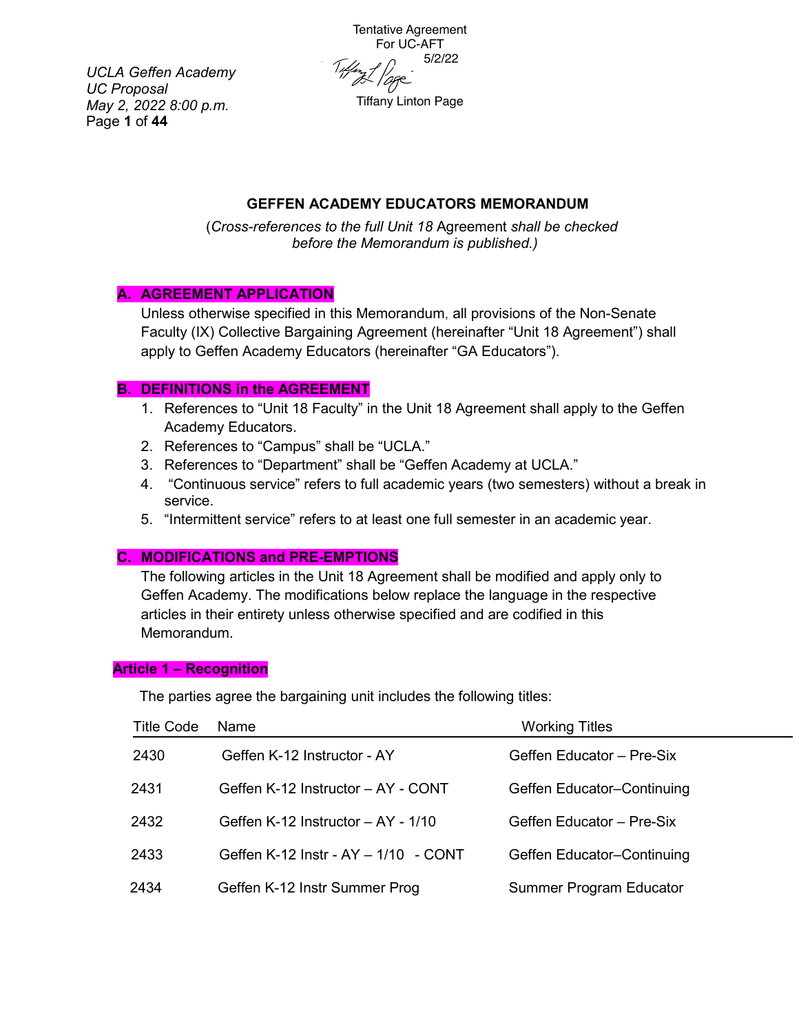Tentative Agreement
For UC-AFT
5/2/22
Tiffany Linton Page

*UCLA Geffen Academy*
*UC Proposal*
*May 2, 2022 8:00 p.m.*

## GEFFEN ACADEMY EDUCATORS MEMORANDUM

(*Cross-references to the full Unit 18* Agreement *shall be checked before the Memorandum is published.)*

### A. AGREEMENT APPLICATION

Unless otherwise specified in this Memorandum, all provisions of the Non-Senate Faculty (IX) Collective Bargaining Agreement (hereinafter "Unit 18 Agreement") shall apply to Geffen Academy Educators (hereinafter "GA Educators").

### B. DEFINITIONS in the AGREEMENT

1. References to "Unit 18 Faculty" in the Unit 18 Agreement shall apply to the Geffen Academy Educators.
2. References to "Campus" shall be "UCLA."
3. References to "Department" shall be "Geffen Academy at UCLA."
4. "Continuous service" refers to full academic years (two semesters) without a break in service.
5. "Intermittent service" refers to at least one full semester in an academic year.

### C. MODIFICATIONS and PRE-EMPTIONS

The following articles in the Unit 18 Agreement shall be modified and apply only to Geffen Academy. The modifications below replace the language in the respective articles in their entirety unless otherwise specified and are codified in this Memorandum.

### Article 1 – Recognition

The parties agree the bargaining unit includes the following titles:

| Title Code | Name | Working Titles |
|---|---|---|
| 2430 | Geffen K-12 Instructor - AY | Geffen Educator – Pre-Six |
| 2431 | Geffen K-12 Instructor – AY - CONT | Geffen Educator–Continuing |
| 2432 | Geffen K-12 Instructor – AY - 1/10 | Geffen Educator – Pre-Six |
| 2433 | Geffen K-12 Instr - AY – 1/10 - CONT | Geffen Educator–Continuing |
| 2434 | Geffen K-12 Instr Summer Prog | Summer Program Educator |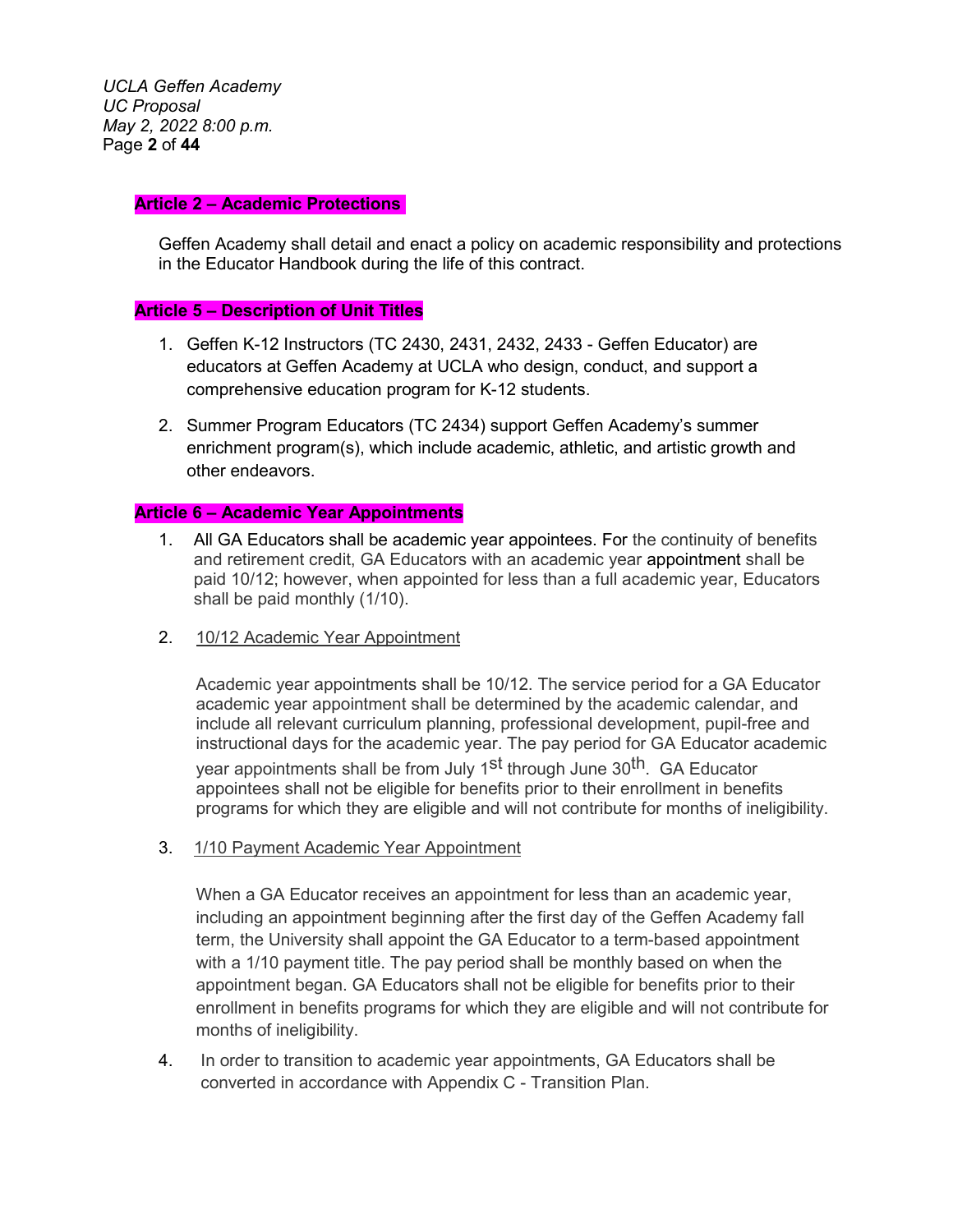## Article 2 – Academic Protections

Geffen Academy shall detail and enact a policy on academic responsibility and protections in the Educator Handbook during the life of this contract.

## Article 5 – Description of Unit Titles

1. Geffen K-12 Instructors (TC 2430, 2431, 2432, 2433 - Geffen Educator) are educators at Geffen Academy at UCLA who design, conduct, and support a comprehensive education program for K-12 students.

2. Summer Program Educators (TC 2434) support Geffen Academy's summer enrichment program(s), which include academic, athletic, and artistic growth and other endeavors.

## Article 6 – Academic Year Appointments

1. All GA Educators shall be academic year appointees. For the continuity of benefits and retirement credit, GA Educators with an academic year appointment shall be paid 10/12; however, when appointed for less than a full academic year, Educators shall be paid monthly (1/10).

2. <u>10/12 Academic Year Appointment</u>

   Academic year appointments shall be 10/12. The service period for a GA Educator academic year appointment shall be determined by the academic calendar, and include all relevant curriculum planning, professional development, pupil-free and instructional days for the academic year. The pay period for GA Educator academic year appointments shall be from July 1st through June 30th. GA Educator appointees shall not be eligible for benefits prior to their enrollment in benefits programs for which they are eligible and will not contribute for months of ineligibility.

3. <u>1/10 Payment Academic Year Appointment</u>

   When a GA Educator receives an appointment for less than an academic year, including an appointment beginning after the first day of the Geffen Academy fall term, the University shall appoint the GA Educator to a term-based appointment with a 1/10 payment title. The pay period shall be monthly based on when the appointment began. GA Educators shall not be eligible for benefits prior to their enrollment in benefits programs for which they are eligible and will not contribute for months of ineligibility.

4. In order to transition to academic year appointments, GA Educators shall be converted in accordance with Appendix C - Transition Plan.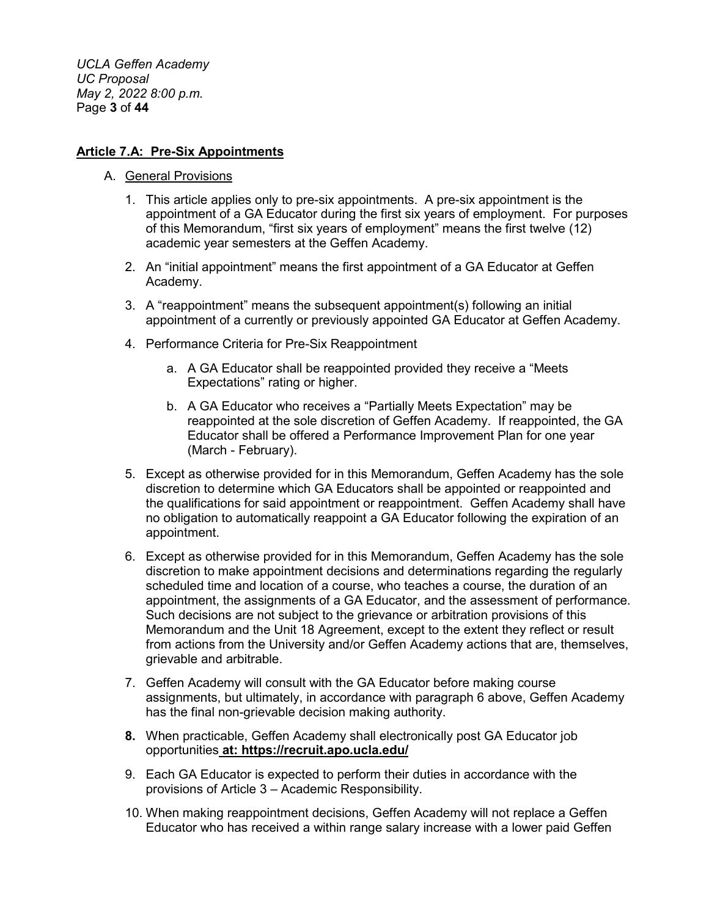## Article 7.A: Pre-Six Appointments

A. General Provisions

1. This article applies only to pre-six appointments. A pre-six appointment is the appointment of a GA Educator during the first six years of employment. For purposes of this Memorandum, "first six years of employment" means the first twelve (12) academic year semesters at the Geffen Academy.

2. An "initial appointment" means the first appointment of a GA Educator at Geffen Academy.

3. A "reappointment" means the subsequent appointment(s) following an initial appointment of a currently or previously appointed GA Educator at Geffen Academy.

4. Performance Criteria for Pre-Six Reappointment

   a. A GA Educator shall be reappointed provided they receive a "Meets Expectations" rating or higher.

   b. A GA Educator who receives a "Partially Meets Expectation" may be reappointed at the sole discretion of Geffen Academy. If reappointed, the GA Educator shall be offered a Performance Improvement Plan for one year (March - February).

5. Except as otherwise provided for in this Memorandum, Geffen Academy has the sole discretion to determine which GA Educators shall be appointed or reappointed and the qualifications for said appointment or reappointment. Geffen Academy shall have no obligation to automatically reappoint a GA Educator following the expiration of an appointment.

6. Except as otherwise provided for in this Memorandum, Geffen Academy has the sole discretion to make appointment decisions and determinations regarding the regularly scheduled time and location of a course, who teaches a course, the duration of an appointment, the assignments of a GA Educator, and the assessment of performance. Such decisions are not subject to the grievance or arbitration provisions of this Memorandum and the Unit 18 Agreement, except to the extent they reflect or result from actions from the University and/or Geffen Academy actions that are, themselves, grievable and arbitrable.

7. Geffen Academy will consult with the GA Educator before making course assignments, but ultimately, in accordance with paragraph 6 above, Geffen Academy has the final non-grievable decision making authority.

**8.** When practicable, Geffen Academy shall electronically post GA Educator job opportunities **at: https://recruit.apo.ucla.edu/**

9. Each GA Educator is expected to perform their duties in accordance with the provisions of Article 3 – Academic Responsibility.

10. When making reappointment decisions, Geffen Academy will not replace a Geffen Educator who has received a within range salary increase with a lower paid Geffen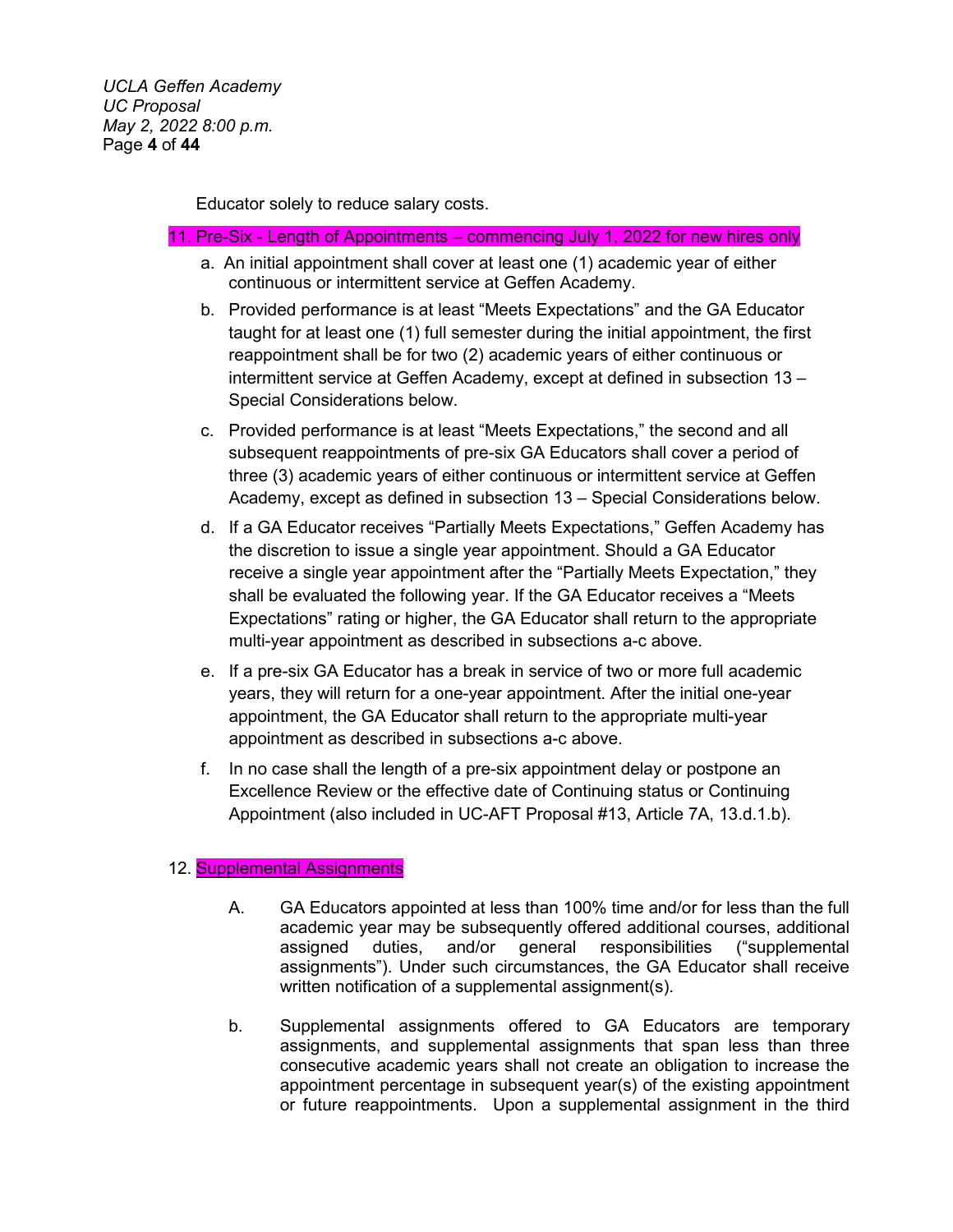Educator solely to reduce salary costs.

11. Pre-Six - Length of Appointments – commencing July 1, 2022 for new hires only

a. An initial appointment shall cover at least one (1) academic year of either continuous or intermittent service at Geffen Academy.

b. Provided performance is at least "Meets Expectations" and the GA Educator taught for at least one (1) full semester during the initial appointment, the first reappointment shall be for two (2) academic years of either continuous or intermittent service at Geffen Academy, except at defined in subsection 13 – Special Considerations below.

c. Provided performance is at least "Meets Expectations," the second and all subsequent reappointments of pre-six GA Educators shall cover a period of three (3) academic years of either continuous or intermittent service at Geffen Academy, except as defined in subsection 13 – Special Considerations below.

d. If a GA Educator receives "Partially Meets Expectations," Geffen Academy has the discretion to issue a single year appointment. Should a GA Educator receive a single year appointment after the "Partially Meets Expectation," they shall be evaluated the following year. If the GA Educator receives a "Meets Expectations" rating or higher, the GA Educator shall return to the appropriate multi-year appointment as described in subsections a-c above.

e. If a pre-six GA Educator has a break in service of two or more full academic years, they will return for a one-year appointment. After the initial one-year appointment, the GA Educator shall return to the appropriate multi-year appointment as described in subsections a-c above.

f. In no case shall the length of a pre-six appointment delay or postpone an Excellence Review or the effective date of Continuing status or Continuing Appointment (also included in UC-AFT Proposal #13, Article 7A, 13.d.1.b).

12. Supplemental Assignments

A. GA Educators appointed at less than 100% time and/or for less than the full academic year may be subsequently offered additional courses, additional assigned duties, and/or general responsibilities ("supplemental assignments"). Under such circumstances, the GA Educator shall receive written notification of a supplemental assignment(s).

b. Supplemental assignments offered to GA Educators are temporary assignments, and supplemental assignments that span less than three consecutive academic years shall not create an obligation to increase the appointment percentage in subsequent year(s) of the existing appointment or future reappointments. Upon a supplemental assignment in the third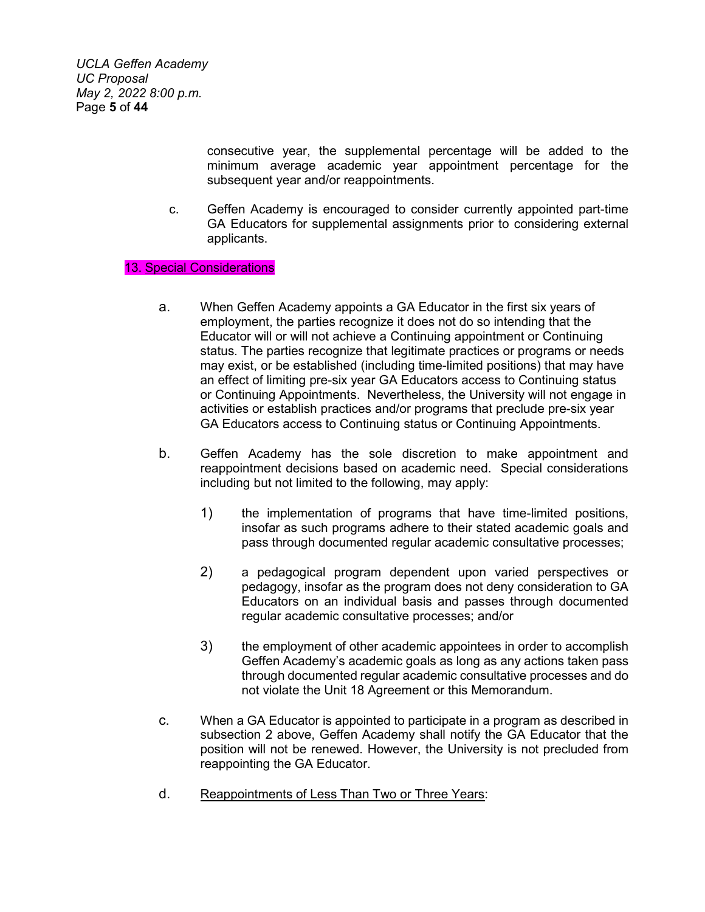consecutive year, the supplemental percentage will be added to the minimum average academic year appointment percentage for the subsequent year and/or reappointments.

c. Geffen Academy is encouraged to consider currently appointed part-time GA Educators for supplemental assignments prior to considering external applicants.

## 13. Special Considerations

a. When Geffen Academy appoints a GA Educator in the first six years of employment, the parties recognize it does not do so intending that the Educator will or will not achieve a Continuing appointment or Continuing status. The parties recognize that legitimate practices or programs or needs may exist, or be established (including time-limited positions) that may have an effect of limiting pre-six year GA Educators access to Continuing status or Continuing Appointments. Nevertheless, the University will not engage in activities or establish practices and/or programs that preclude pre-six year GA Educators access to Continuing status or Continuing Appointments.

b. Geffen Academy has the sole discretion to make appointment and reappointment decisions based on academic need. Special considerations including but not limited to the following, may apply:

1) the implementation of programs that have time-limited positions, insofar as such programs adhere to their stated academic goals and pass through documented regular academic consultative processes;

2) a pedagogical program dependent upon varied perspectives or pedagogy, insofar as the program does not deny consideration to GA Educators on an individual basis and passes through documented regular academic consultative processes; and/or

3) the employment of other academic appointees in order to accomplish Geffen Academy's academic goals as long as any actions taken pass through documented regular academic consultative processes and do not violate the Unit 18 Agreement or this Memorandum.

c. When a GA Educator is appointed to participate in a program as described in subsection 2 above, Geffen Academy shall notify the GA Educator that the position will not be renewed. However, the University is not precluded from reappointing the GA Educator.

d. Reappointments of Less Than Two or Three Years: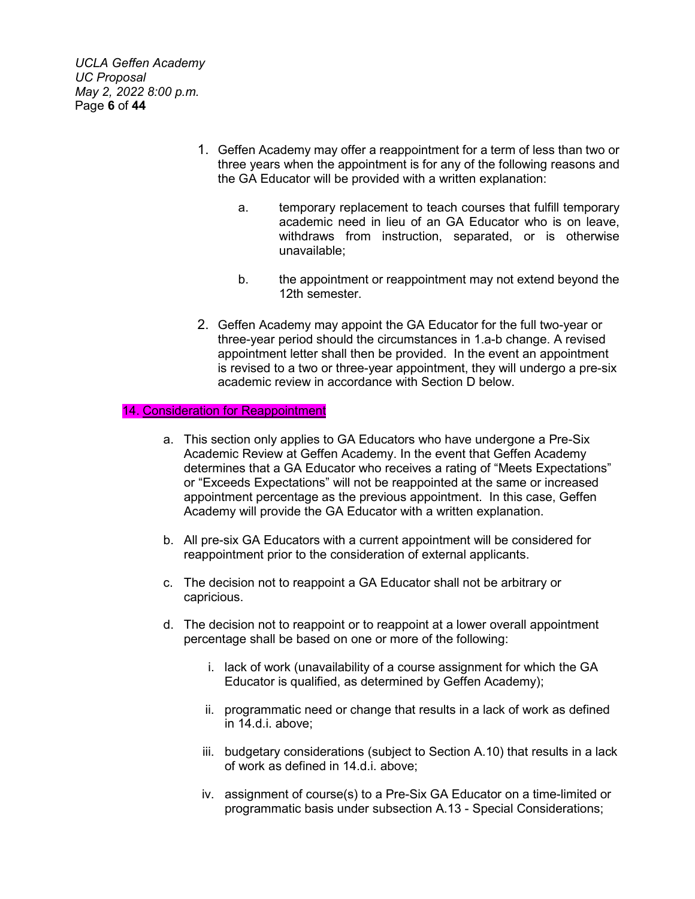1. Geffen Academy may offer a reappointment for a term of less than two or three years when the appointment is for any of the following reasons and the GA Educator will be provided with a written explanation:

   a. temporary replacement to teach courses that fulfill temporary academic need in lieu of an GA Educator who is on leave, withdraws from instruction, separated, or is otherwise unavailable;

   b. the appointment or reappointment may not extend beyond the 12th semester.

2. Geffen Academy may appoint the GA Educator for the full two-year or three-year period should the circumstances in 1.a-b change. A revised appointment letter shall then be provided. In the event an appointment is revised to a two or three-year appointment, they will undergo a pre-six academic review in accordance with Section D below.

## 14. Consideration for Reappointment

a. This section only applies to GA Educators who have undergone a Pre-Six Academic Review at Geffen Academy. In the event that Geffen Academy determines that a GA Educator who receives a rating of "Meets Expectations" or "Exceeds Expectations" will not be reappointed at the same or increased appointment percentage as the previous appointment. In this case, Geffen Academy will provide the GA Educator with a written explanation.

b. All pre-six GA Educators with a current appointment will be considered for reappointment prior to the consideration of external applicants.

c. The decision not to reappoint a GA Educator shall not be arbitrary or capricious.

d. The decision not to reappoint or to reappoint at a lower overall appointment percentage shall be based on one or more of the following:

   i. lack of work (unavailability of a course assignment for which the GA Educator is qualified, as determined by Geffen Academy);

   ii. programmatic need or change that results in a lack of work as defined in 14.d.i. above;

   iii. budgetary considerations (subject to Section A.10) that results in a lack of work as defined in 14.d.i. above;

   iv. assignment of course(s) to a Pre-Six GA Educator on a time-limited or programmatic basis under subsection A.13 - Special Considerations;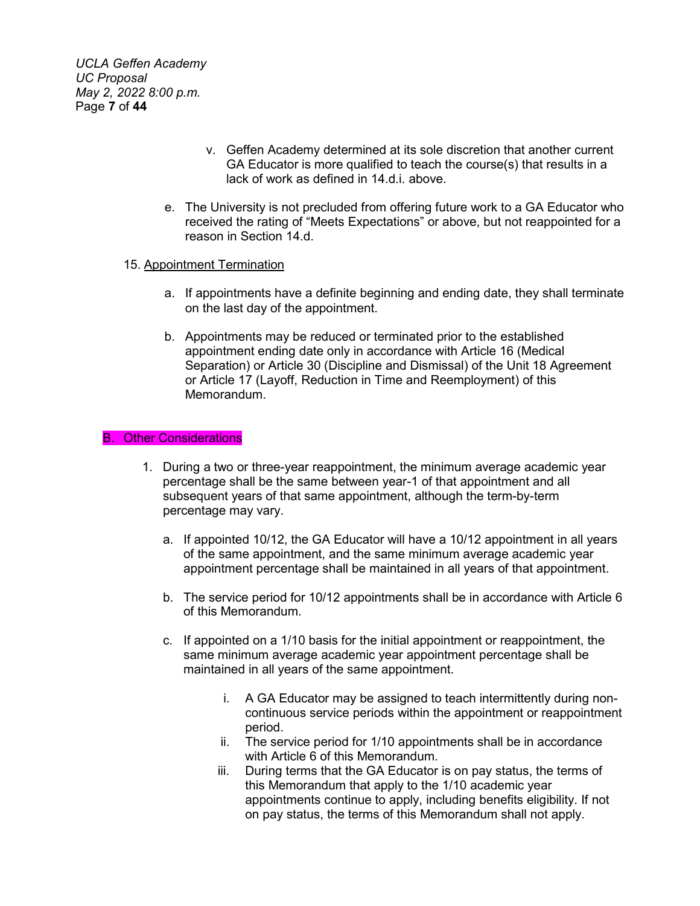v. Geffen Academy determined at its sole discretion that another current GA Educator is more qualified to teach the course(s) that results in a lack of work as defined in 14.d.i. above.

e. The University is not precluded from offering future work to a GA Educator who received the rating of "Meets Expectations" or above, but not reappointed for a reason in Section 14.d.

15. Appointment Termination

a. If appointments have a definite beginning and ending date, they shall terminate on the last day of the appointment.

b. Appointments may be reduced or terminated prior to the established appointment ending date only in accordance with Article 16 (Medical Separation) or Article 30 (Discipline and Dismissal) of the Unit 18 Agreement or Article 17 (Layoff, Reduction in Time and Reemployment) of this Memorandum.

## B. Other Considerations

1. During a two or three-year reappointment, the minimum average academic year percentage shall be the same between year-1 of that appointment and all subsequent years of that same appointment, although the term-by-term percentage may vary.

   a. If appointed 10/12, the GA Educator will have a 10/12 appointment in all years of the same appointment, and the same minimum average academic year appointment percentage shall be maintained in all years of that appointment.

   b. The service period for 10/12 appointments shall be in accordance with Article 6 of this Memorandum.

   c. If appointed on a 1/10 basis for the initial appointment or reappointment, the same minimum average academic year appointment percentage shall be maintained in all years of the same appointment.

      i. A GA Educator may be assigned to teach intermittently during non-continuous service periods within the appointment or reappointment period.

      ii. The service period for 1/10 appointments shall be in accordance with Article 6 of this Memorandum.

      iii. During terms that the GA Educator is on pay status, the terms of this Memorandum that apply to the 1/10 academic year appointments continue to apply, including benefits eligibility. If not on pay status, the terms of this Memorandum shall not apply.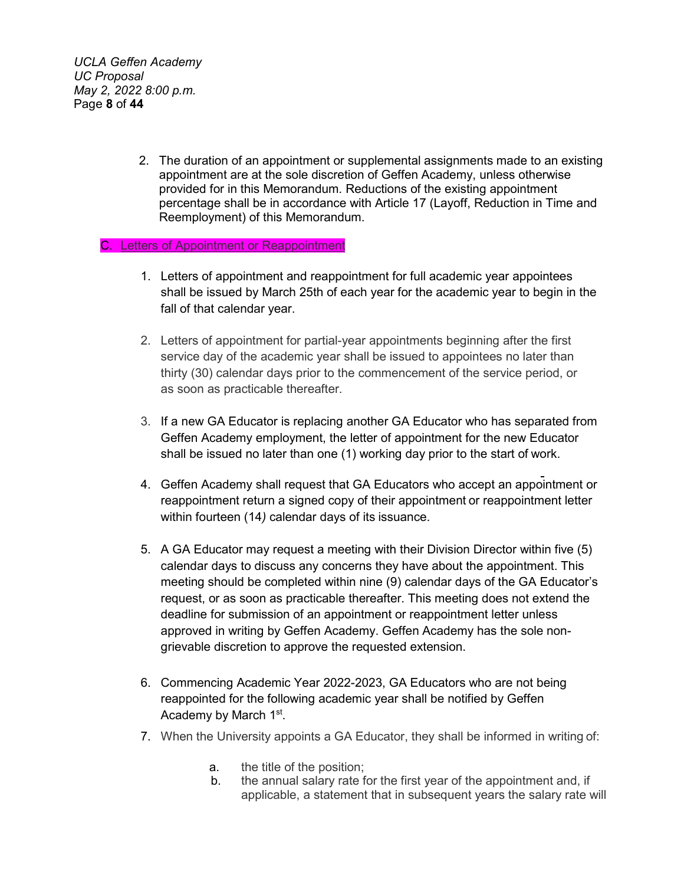2. The duration of an appointment or supplemental assignments made to an existing appointment are at the sole discretion of Geffen Academy, unless otherwise provided for in this Memorandum. Reductions of the existing appointment percentage shall be in accordance with Article 17 (Layoff, Reduction in Time and Reemployment) of this Memorandum.

## C. Letters of Appointment or Reappointment

1. Letters of appointment and reappointment for full academic year appointees shall be issued by March 25th of each year for the academic year to begin in the fall of that calendar year.

2. Letters of appointment for partial-year appointments beginning after the first service day of the academic year shall be issued to appointees no later than thirty (30) calendar days prior to the commencement of the service period, or as soon as practicable thereafter.

3. If a new GA Educator is replacing another GA Educator who has separated from Geffen Academy employment, the letter of appointment for the new Educator shall be issued no later than one (1) working day prior to the start of work.

4. Geffen Academy shall request that GA Educators who accept an appointment or reappointment return a signed copy of their appointment or reappointment letter within fourteen (14) calendar days of its issuance.

5. A GA Educator may request a meeting with their Division Director within five (5) calendar days to discuss any concerns they have about the appointment. This meeting should be completed within nine (9) calendar days of the GA Educator's request, or as soon as practicable thereafter. This meeting does not extend the deadline for submission of an appointment or reappointment letter unless approved in writing by Geffen Academy. Geffen Academy has the sole non-grievable discretion to approve the requested extension.

6. Commencing Academic Year 2022-2023, GA Educators who are not being reappointed for the following academic year shall be notified by Geffen Academy by March 1st.

7. When the University appoints a GA Educator, they shall be informed in writing of:

   a. the title of the position;
   b. the annual salary rate for the first year of the appointment and, if applicable, a statement that in subsequent years the salary rate will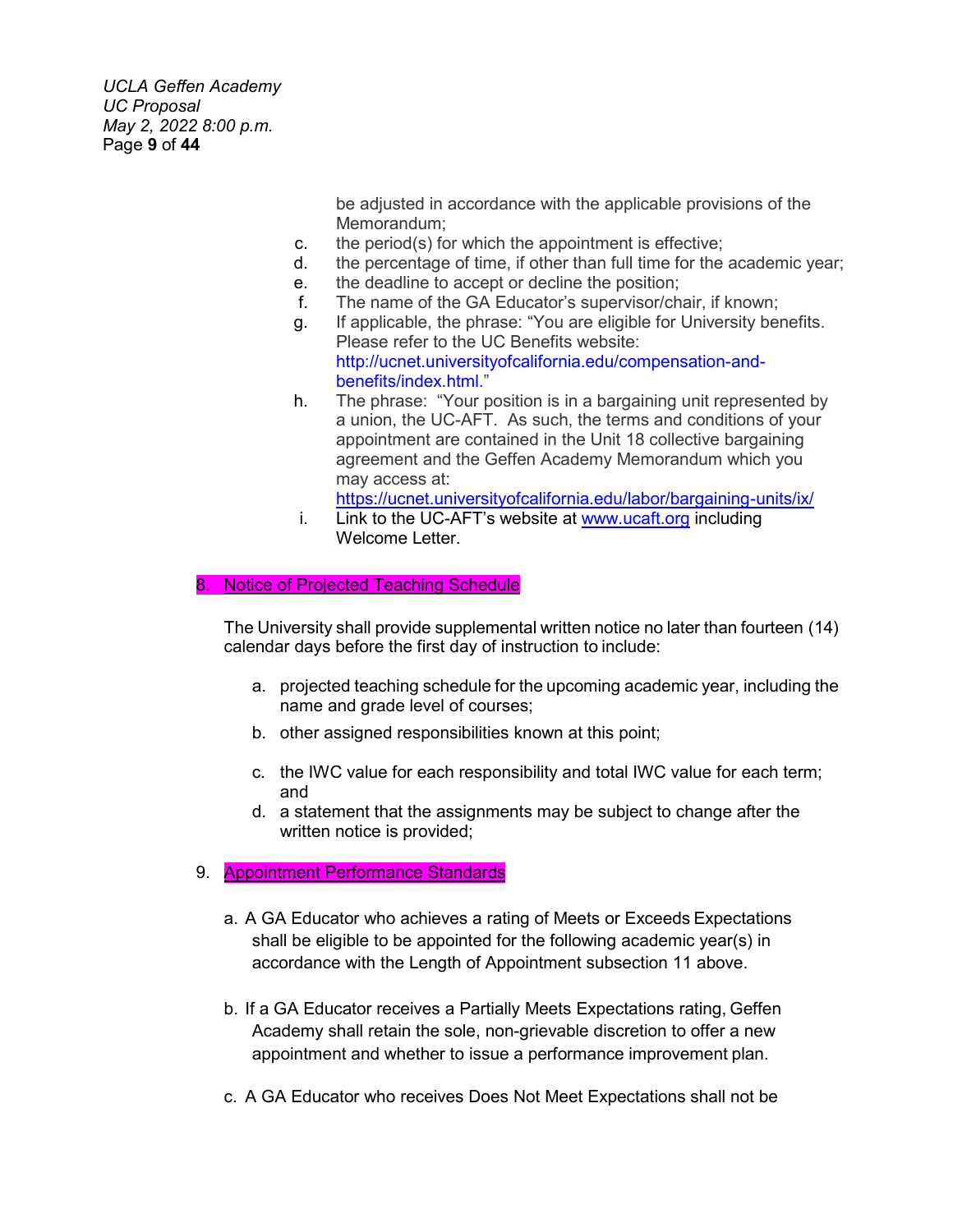be adjusted in accordance with the applicable provisions of the Memorandum;

c. the period(s) for which the appointment is effective;
d. the percentage of time, if other than full time for the academic year;
e. the deadline to accept or decline the position;
f. The name of the GA Educator's supervisor/chair, if known;
g. If applicable, the phrase: "You are eligible for University benefits. Please refer to the UC Benefits website: http://ucnet.universityofcalifornia.edu/compensation-and-benefits/index.html."
h. The phrase: "Your position is in a bargaining unit represented by a union, the UC-AFT. As such, the terms and conditions of your appointment are contained in the Unit 18 collective bargaining agreement and the Geffen Academy Memorandum which you may access at: https://ucnet.universityofcalifornia.edu/labor/bargaining-units/ix/
i. Link to the UC-AFT's website at www.ucaft.org including Welcome Letter.

8. Notice of Projected Teaching Schedule

The University shall provide supplemental written notice no later than fourteen (14) calendar days before the first day of instruction to include:

a. projected teaching schedule for the upcoming academic year, including the name and grade level of courses;
b. other assigned responsibilities known at this point;
c. the IWC value for each responsibility and total IWC value for each term; and
d. a statement that the assignments may be subject to change after the written notice is provided;

9. Appointment Performance Standards

a. A GA Educator who achieves a rating of Meets or Exceeds Expectations shall be eligible to be appointed for the following academic year(s) in accordance with the Length of Appointment subsection 11 above.

b. If a GA Educator receives a Partially Meets Expectations rating, Geffen Academy shall retain the sole, non-grievable discretion to offer a new appointment and whether to issue a performance improvement plan.

c. A GA Educator who receives Does Not Meet Expectations shall not be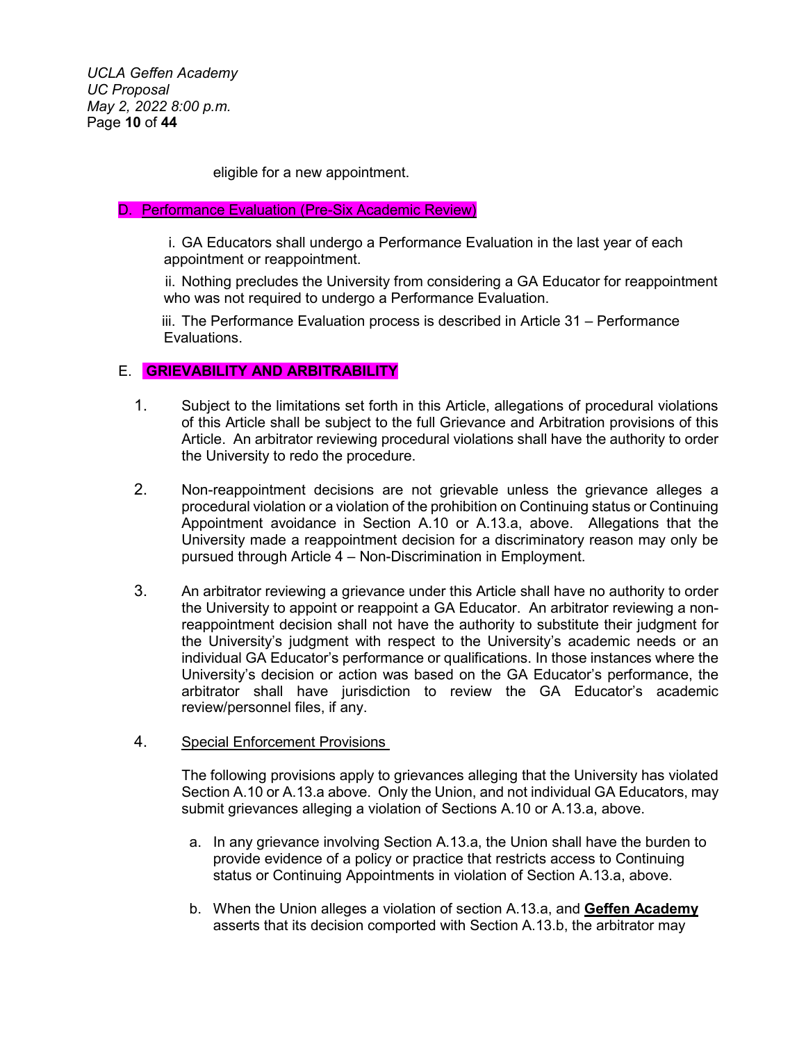eligible for a new appointment.

D. Performance Evaluation (Pre-Six Academic Review)

i. GA Educators shall undergo a Performance Evaluation in the last year of each appointment or reappointment.

ii. Nothing precludes the University from considering a GA Educator for reappointment who was not required to undergo a Performance Evaluation.

iii. The Performance Evaluation process is described in Article 31 – Performance Evaluations.

E. **GRIEVABILITY AND ARBITRABILITY**

1. Subject to the limitations set forth in this Article, allegations of procedural violations of this Article shall be subject to the full Grievance and Arbitration provisions of this Article. An arbitrator reviewing procedural violations shall have the authority to order the University to redo the procedure.

2. Non-reappointment decisions are not grievable unless the grievance alleges a procedural violation or a violation of the prohibition on Continuing status or Continuing Appointment avoidance in Section A.10 or A.13.a, above. Allegations that the University made a reappointment decision for a discriminatory reason may only be pursued through Article 4 – Non-Discrimination in Employment.

3. An arbitrator reviewing a grievance under this Article shall have no authority to order the University to appoint or reappoint a GA Educator. An arbitrator reviewing a non-reappointment decision shall not have the authority to substitute their judgment for the University's judgment with respect to the University's academic needs or an individual GA Educator's performance or qualifications. In those instances where the University's decision or action was based on the GA Educator's performance, the arbitrator shall have jurisdiction to review the GA Educator's academic review/personnel files, if any.

4. Special Enforcement Provisions

   The following provisions apply to grievances alleging that the University has violated Section A.10 or A.13.a above. Only the Union, and not individual GA Educators, may submit grievances alleging a violation of Sections A.10 or A.13.a, above.

   a. In any grievance involving Section A.13.a, the Union shall have the burden to provide evidence of a policy or practice that restricts access to Continuing status or Continuing Appointments in violation of Section A.13.a, above.

   b. When the Union alleges a violation of section A.13.a, and **Geffen Academy** asserts that its decision comported with Section A.13.b, the arbitrator may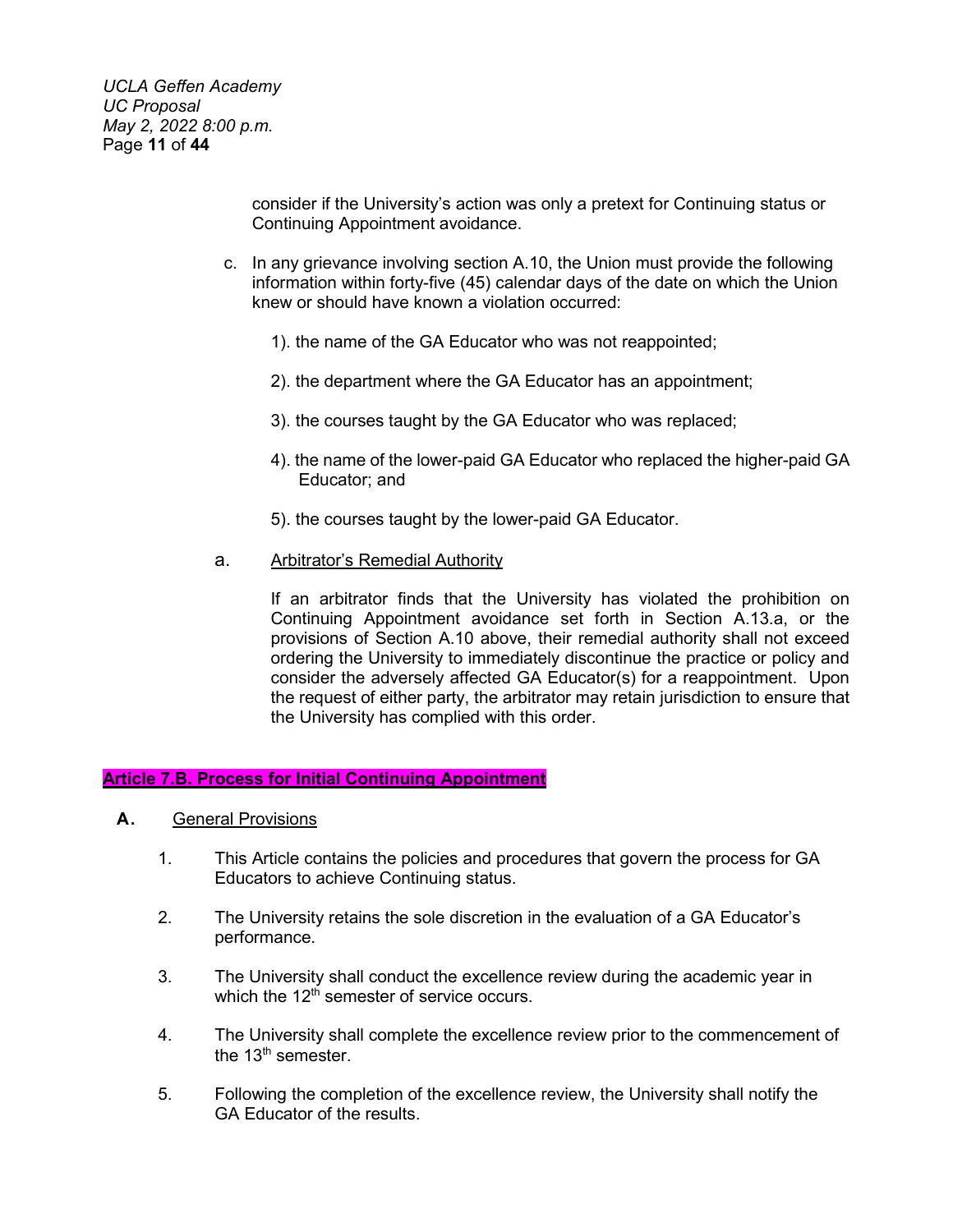consider if the University's action was only a pretext for Continuing status or Continuing Appointment avoidance.

c. In any grievance involving section A.10, the Union must provide the following information within forty-five (45) calendar days of the date on which the Union knew or should have known a violation occurred:

   1). the name of the GA Educator who was not reappointed;

   2). the department where the GA Educator has an appointment;

   3). the courses taught by the GA Educator who was replaced;

   4). the name of the lower-paid GA Educator who replaced the higher-paid GA Educator; and

   5). the courses taught by the lower-paid GA Educator.

a. Arbitrator's Remedial Authority

   If an arbitrator finds that the University has violated the prohibition on Continuing Appointment avoidance set forth in Section A.13.a, or the provisions of Section A.10 above, their remedial authority shall not exceed ordering the University to immediately discontinue the practice or policy and consider the adversely affected GA Educator(s) for a reappointment. Upon the request of either party, the arbitrator may retain jurisdiction to ensure that the University has complied with this order.

## Article 7.B. Process for Initial Continuing Appointment

**A.** General Provisions

1. This Article contains the policies and procedures that govern the process for GA Educators to achieve Continuing status.

2. The University retains the sole discretion in the evaluation of a GA Educator's performance.

3. The University shall conduct the excellence review during the academic year in which the 12th semester of service occurs.

4. The University shall complete the excellence review prior to the commencement of the 13th semester.

5. Following the completion of the excellence review, the University shall notify the GA Educator of the results.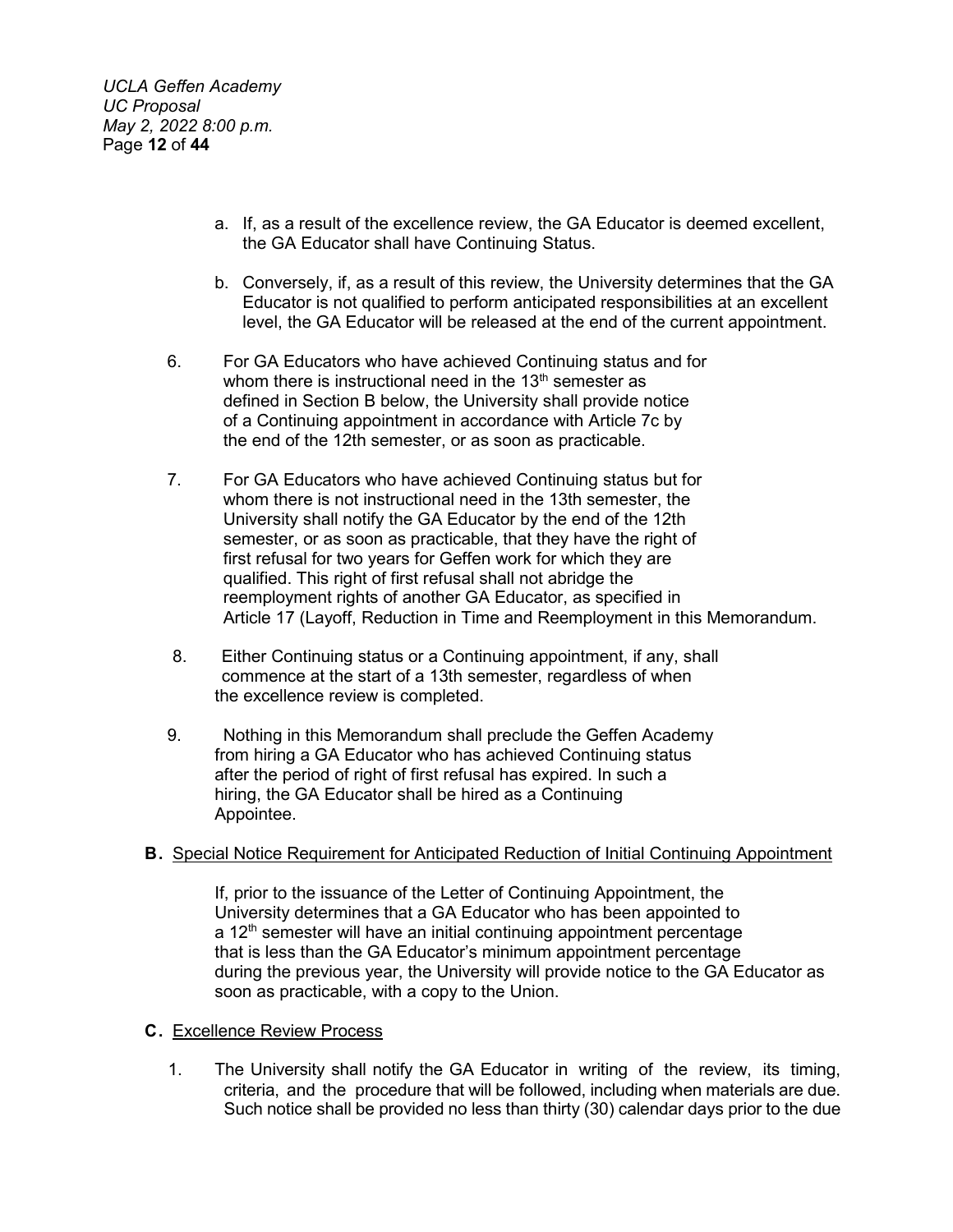a. If, as a result of the excellence review, the GA Educator is deemed excellent, the GA Educator shall have Continuing Status.

b. Conversely, if, as a result of this review, the University determines that the GA Educator is not qualified to perform anticipated responsibilities at an excellent level, the GA Educator will be released at the end of the current appointment.

6. For GA Educators who have achieved Continuing status and for whom there is instructional need in the 13th semester as defined in Section B below, the University shall provide notice of a Continuing appointment in accordance with Article 7c by the end of the 12th semester, or as soon as practicable.

7. For GA Educators who have achieved Continuing status but for whom there is not instructional need in the 13th semester, the University shall notify the GA Educator by the end of the 12th semester, or as soon as practicable, that they have the right of first refusal for two years for Geffen work for which they are qualified. This right of first refusal shall not abridge the reemployment rights of another GA Educator, as specified in Article 17 (Layoff, Reduction in Time and Reemployment in this Memorandum.

8. Either Continuing status or a Continuing appointment, if any, shall commence at the start of a 13th semester, regardless of when the excellence review is completed.

9. Nothing in this Memorandum shall preclude the Geffen Academy from hiring a GA Educator who has achieved Continuing status after the period of right of first refusal has expired. In such a hiring, the GA Educator shall be hired as a Continuing Appointee.

**B.** Special Notice Requirement for Anticipated Reduction of Initial Continuing Appointment

If, prior to the issuance of the Letter of Continuing Appointment, the University determines that a GA Educator who has been appointed to a 12th semester will have an initial continuing appointment percentage that is less than the GA Educator's minimum appointment percentage during the previous year, the University will provide notice to the GA Educator as soon as practicable, with a copy to the Union.

**C.** Excellence Review Process

1. The University shall notify the GA Educator in writing of the review, its timing, criteria, and the procedure that will be followed, including when materials are due. Such notice shall be provided no less than thirty (30) calendar days prior to the due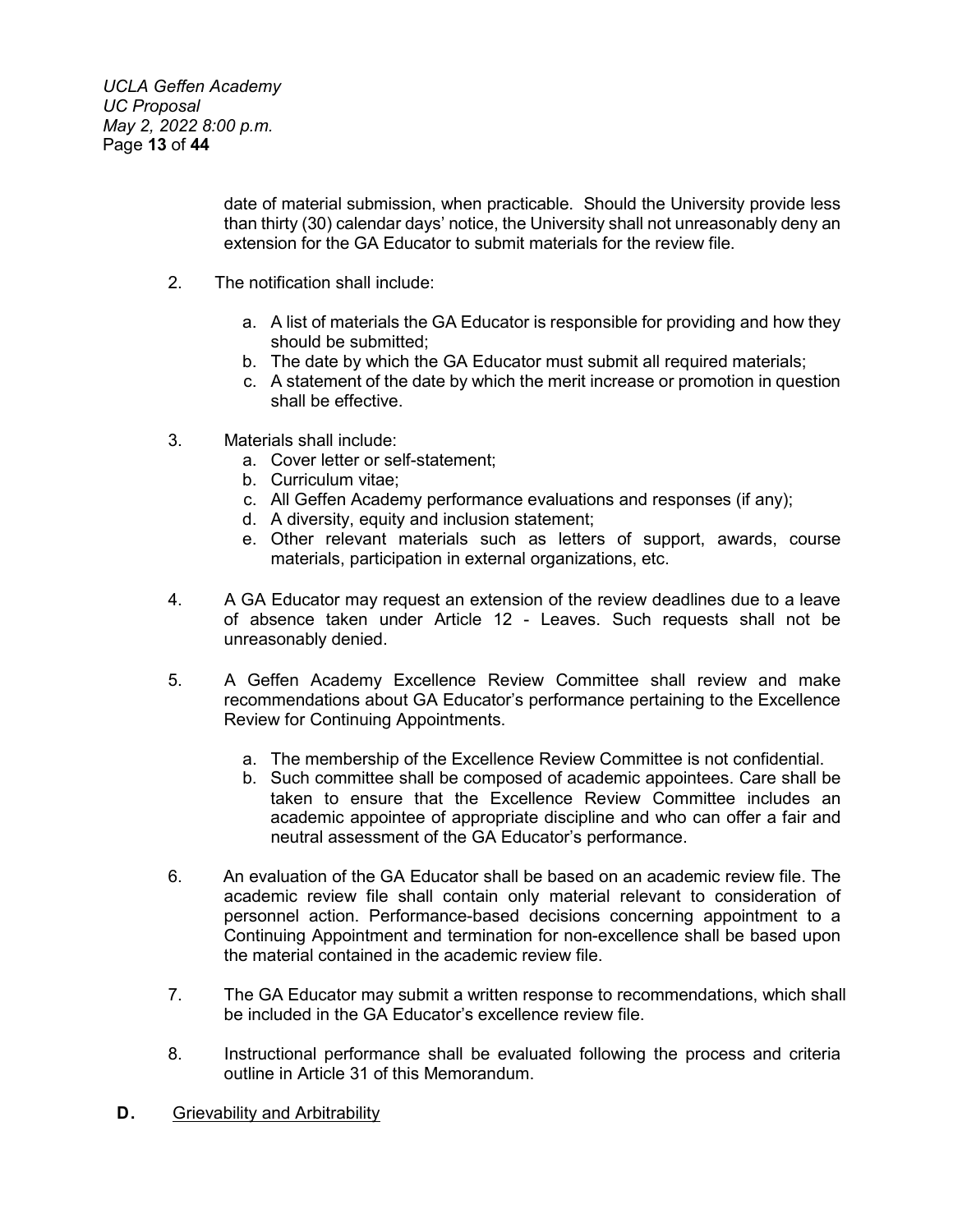date of material submission, when practicable. Should the University provide less than thirty (30) calendar days' notice, the University shall not unreasonably deny an extension for the GA Educator to submit materials for the review file.

2. The notification shall include:

   a. A list of materials the GA Educator is responsible for providing and how they should be submitted;
   b. The date by which the GA Educator must submit all required materials;
   c. A statement of the date by which the merit increase or promotion in question shall be effective.

3. Materials shall include:
   a. Cover letter or self-statement;
   b. Curriculum vitae;
   c. All Geffen Academy performance evaluations and responses (if any);
   d. A diversity, equity and inclusion statement;
   e. Other relevant materials such as letters of support, awards, course materials, participation in external organizations, etc.

4. A GA Educator may request an extension of the review deadlines due to a leave of absence taken under Article 12 - Leaves. Such requests shall not be unreasonably denied.

5. A Geffen Academy Excellence Review Committee shall review and make recommendations about GA Educator's performance pertaining to the Excellence Review for Continuing Appointments.

   a. The membership of the Excellence Review Committee is not confidential.
   b. Such committee shall be composed of academic appointees. Care shall be taken to ensure that the Excellence Review Committee includes an academic appointee of appropriate discipline and who can offer a fair and neutral assessment of the GA Educator's performance.

6. An evaluation of the GA Educator shall be based on an academic review file. The academic review file shall contain only material relevant to consideration of personnel action. Performance-based decisions concerning appointment to a Continuing Appointment and termination for non-excellence shall be based upon the material contained in the academic review file.

7. The GA Educator may submit a written response to recommendations, which shall be included in the GA Educator's excellence review file.

8. Instructional performance shall be evaluated following the process and criteria outline in Article 31 of this Memorandum.

**D.** Grievability and Arbitrability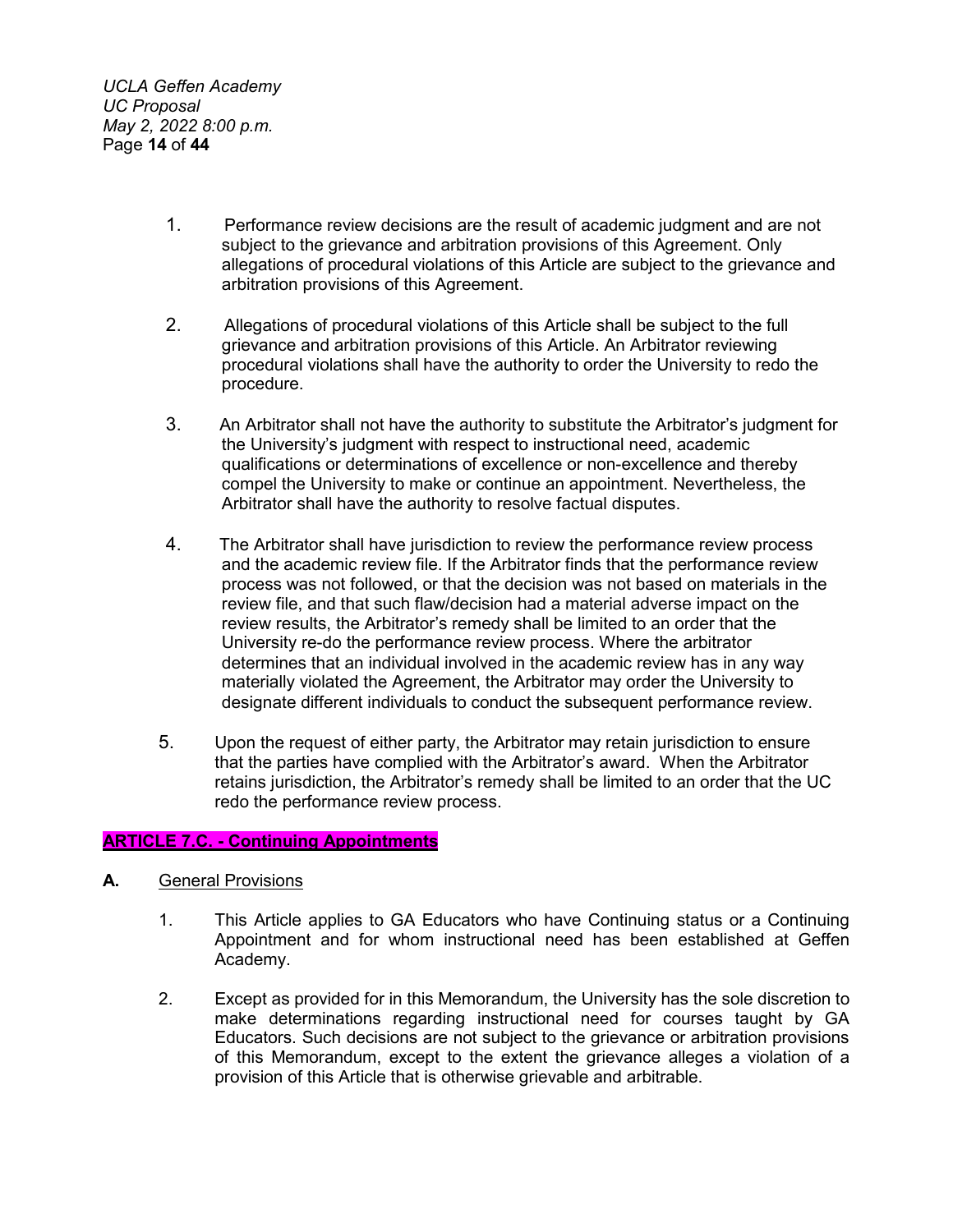1. Performance review decisions are the result of academic judgment and are not subject to the grievance and arbitration provisions of this Agreement. Only allegations of procedural violations of this Article are subject to the grievance and arbitration provisions of this Agreement.

2. Allegations of procedural violations of this Article shall be subject to the full grievance and arbitration provisions of this Article. An Arbitrator reviewing procedural violations shall have the authority to order the University to redo the procedure.

3. An Arbitrator shall not have the authority to substitute the Arbitrator's judgment for the University's judgment with respect to instructional need, academic qualifications or determinations of excellence or non-excellence and thereby compel the University to make or continue an appointment. Nevertheless, the Arbitrator shall have the authority to resolve factual disputes.

4. The Arbitrator shall have jurisdiction to review the performance review process and the academic review file. If the Arbitrator finds that the performance review process was not followed, or that the decision was not based on materials in the review file, and that such flaw/decision had a material adverse impact on the review results, the Arbitrator's remedy shall be limited to an order that the University re-do the performance review process. Where the arbitrator determines that an individual involved in the academic review has in any way materially violated the Agreement, the Arbitrator may order the University to designate different individuals to conduct the subsequent performance review.

5. Upon the request of either party, the Arbitrator may retain jurisdiction to ensure that the parties have complied with the Arbitrator's award. When the Arbitrator retains jurisdiction, the Arbitrator's remedy shall be limited to an order that the UC redo the performance review process.

## ARTICLE 7.C. - Continuing Appointments

**A.** General Provisions

1. This Article applies to GA Educators who have Continuing status or a Continuing Appointment and for whom instructional need has been established at Geffen Academy.

2. Except as provided for in this Memorandum, the University has the sole discretion to make determinations regarding instructional need for courses taught by GA Educators. Such decisions are not subject to the grievance or arbitration provisions of this Memorandum, except to the extent the grievance alleges a violation of a provision of this Article that is otherwise grievable and arbitrable.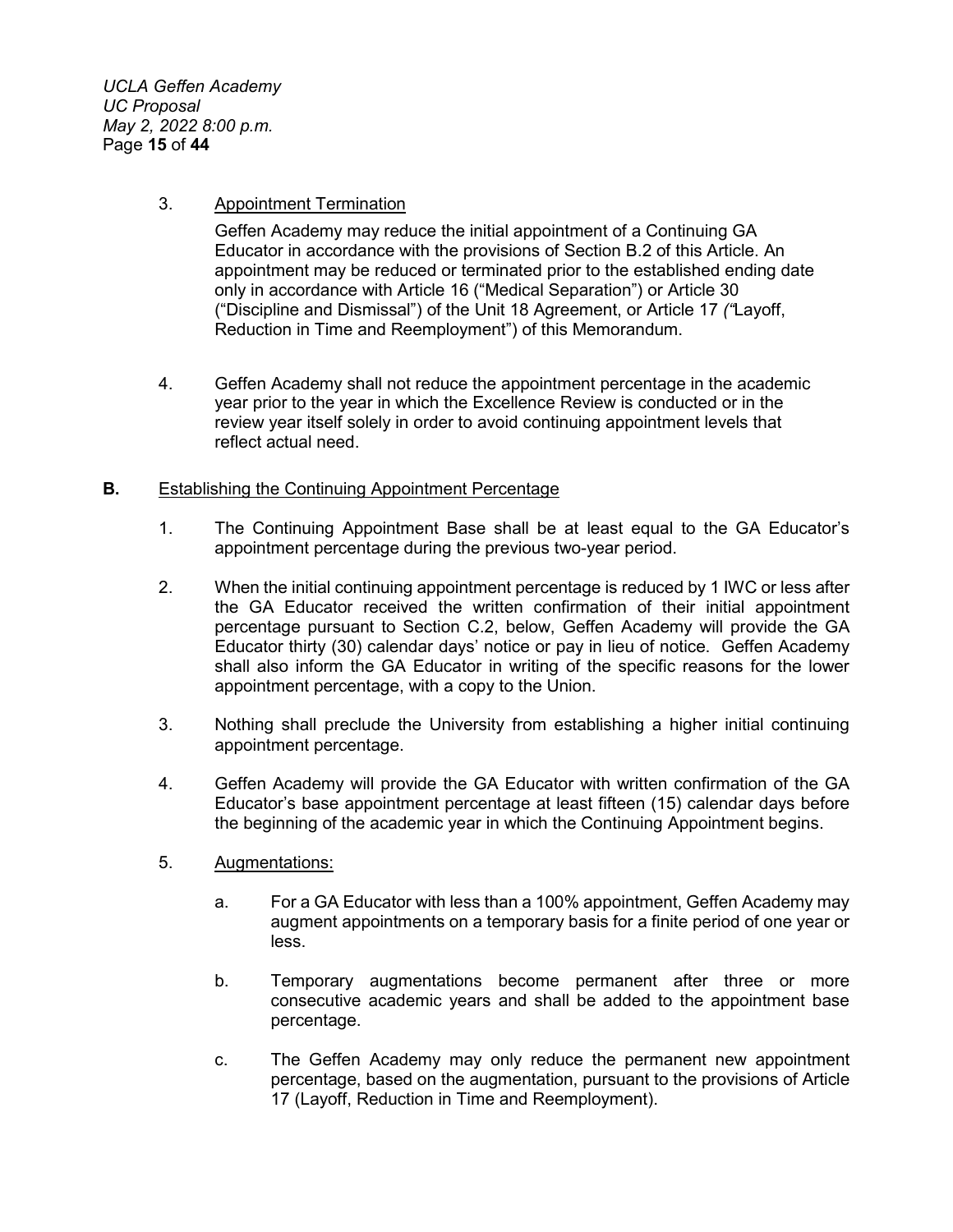3. <u>Appointment Termination</u>

   Geffen Academy may reduce the initial appointment of a Continuing GA Educator in accordance with the provisions of Section B.2 of this Article. An appointment may be reduced or terminated prior to the established ending date only in accordance with Article 16 ("Medical Separation") or Article 30 ("Discipline and Dismissal") of the Unit 18 Agreement, or Article 17 *("*Layoff, Reduction in Time and Reemployment") of this Memorandum.

4. Geffen Academy shall not reduce the appointment percentage in the academic year prior to the year in which the Excellence Review is conducted or in the review year itself solely in order to avoid continuing appointment levels that reflect actual need.

**B.** <u>Establishing the Continuing Appointment Percentage</u>

1. The Continuing Appointment Base shall be at least equal to the GA Educator's appointment percentage during the previous two-year period.

2. When the initial continuing appointment percentage is reduced by 1 IWC or less after the GA Educator received the written confirmation of their initial appointment percentage pursuant to Section C.2, below, Geffen Academy will provide the GA Educator thirty (30) calendar days' notice or pay in lieu of notice. Geffen Academy shall also inform the GA Educator in writing of the specific reasons for the lower appointment percentage, with a copy to the Union.

3. Nothing shall preclude the University from establishing a higher initial continuing appointment percentage.

4. Geffen Academy will provide the GA Educator with written confirmation of the GA Educator's base appointment percentage at least fifteen (15) calendar days before the beginning of the academic year in which the Continuing Appointment begins.

5. <u>Augmentations:</u>

   a. For a GA Educator with less than a 100% appointment, Geffen Academy may augment appointments on a temporary basis for a finite period of one year or less.

   b. Temporary augmentations become permanent after three or more consecutive academic years and shall be added to the appointment base percentage.

   c. The Geffen Academy may only reduce the permanent new appointment percentage, based on the augmentation, pursuant to the provisions of Article 17 (Layoff, Reduction in Time and Reemployment).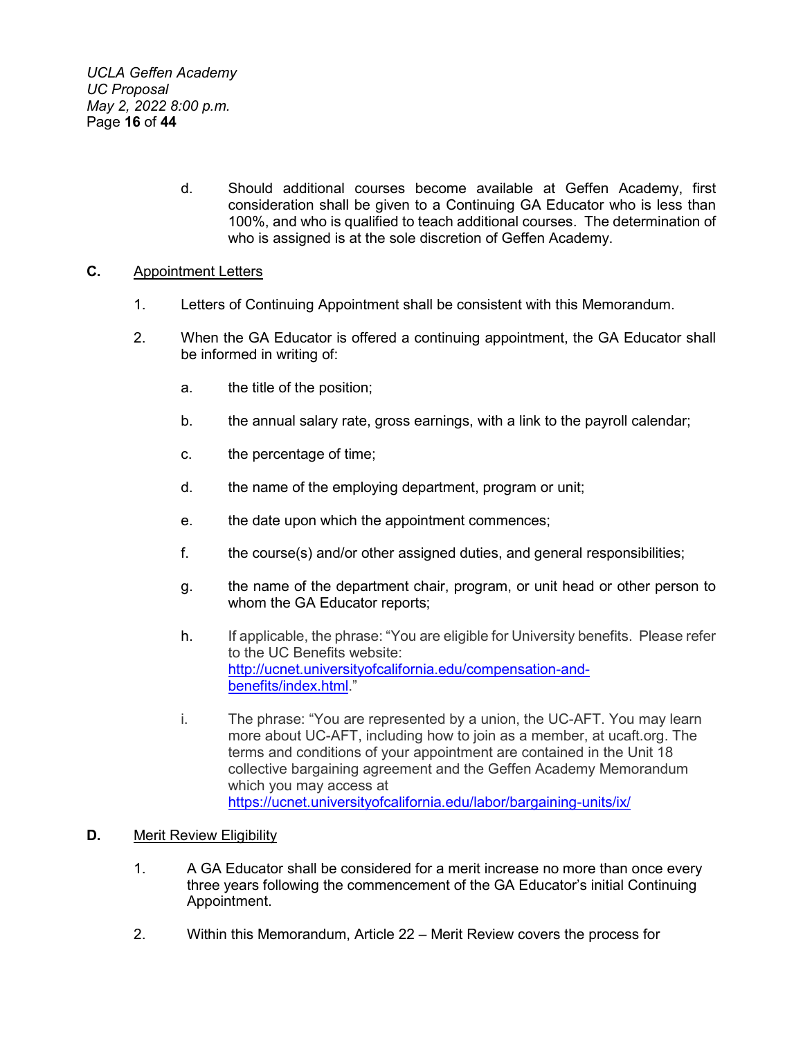d. Should additional courses become available at Geffen Academy, first consideration shall be given to a Continuing GA Educator who is less than 100%, and who is qualified to teach additional courses. The determination of who is assigned is at the sole discretion of Geffen Academy.

**C.** Appointment Letters

1. Letters of Continuing Appointment shall be consistent with this Memorandum.

2. When the GA Educator is offered a continuing appointment, the GA Educator shall be informed in writing of:

   a. the title of the position;

   b. the annual salary rate, gross earnings, with a link to the payroll calendar;

   c. the percentage of time;

   d. the name of the employing department, program or unit;

   e. the date upon which the appointment commences;

   f. the course(s) and/or other assigned duties, and general responsibilities;

   g. the name of the department chair, program, or unit head or other person to whom the GA Educator reports;

   h. If applicable, the phrase: "You are eligible for University benefits. Please refer to the UC Benefits website: http://ucnet.universityofcalifornia.edu/compensation-and-benefits/index.html."

   i. The phrase: "You are represented by a union, the UC-AFT. You may learn more about UC-AFT, including how to join as a member, at ucaft.org. The terms and conditions of your appointment are contained in the Unit 18 collective bargaining agreement and the Geffen Academy Memorandum which you may access at https://ucnet.universityofcalifornia.edu/labor/bargaining-units/ix/

**D.** Merit Review Eligibility

1. A GA Educator shall be considered for a merit increase no more than once every three years following the commencement of the GA Educator's initial Continuing Appointment.

2. Within this Memorandum, Article 22 – Merit Review covers the process for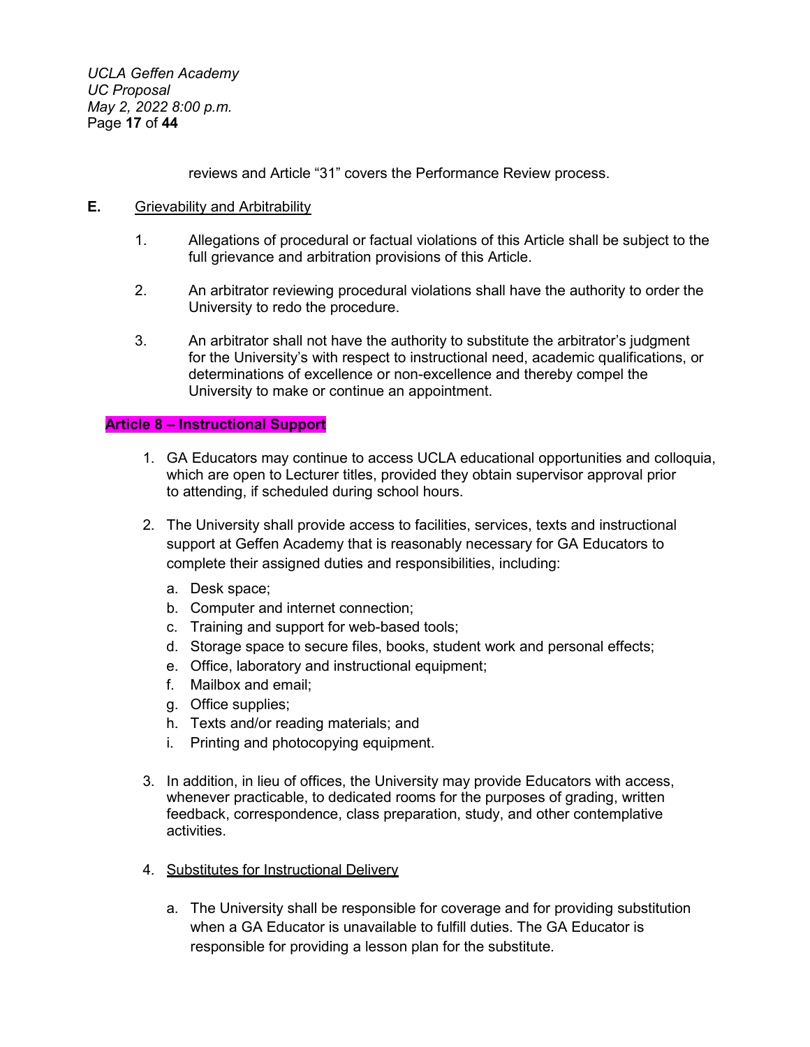reviews and Article "31" covers the Performance Review process.

**E.** Grievability and Arbitrability

1. Allegations of procedural or factual violations of this Article shall be subject to the full grievance and arbitration provisions of this Article.

2. An arbitrator reviewing procedural violations shall have the authority to order the University to redo the procedure.

3. An arbitrator shall not have the authority to substitute the arbitrator's judgment for the University's with respect to instructional need, academic qualifications, or determinations of excellence or non-excellence and thereby compel the University to make or continue an appointment.

## Article 8 – Instructional Support

1. GA Educators may continue to access UCLA educational opportunities and colloquia, which are open to Lecturer titles, provided they obtain supervisor approval prior to attending, if scheduled during school hours.

2. The University shall provide access to facilities, services, texts and instructional support at Geffen Academy that is reasonably necessary for GA Educators to complete their assigned duties and responsibilities, including:

   a. Desk space;
   b. Computer and internet connection;
   c. Training and support for web-based tools;
   d. Storage space to secure files, books, student work and personal effects;
   e. Office, laboratory and instructional equipment;
   f. Mailbox and email;
   g. Office supplies;
   h. Texts and/or reading materials; and
   i. Printing and photocopying equipment.

3. In addition, in lieu of offices, the University may provide Educators with access, whenever practicable, to dedicated rooms for the purposes of grading, written feedback, correspondence, class preparation, study, and other contemplative activities.

4. Substitutes for Instructional Delivery

   a. The University shall be responsible for coverage and for providing substitution when a GA Educator is unavailable to fulfill duties. The GA Educator is responsible for providing a lesson plan for the substitute.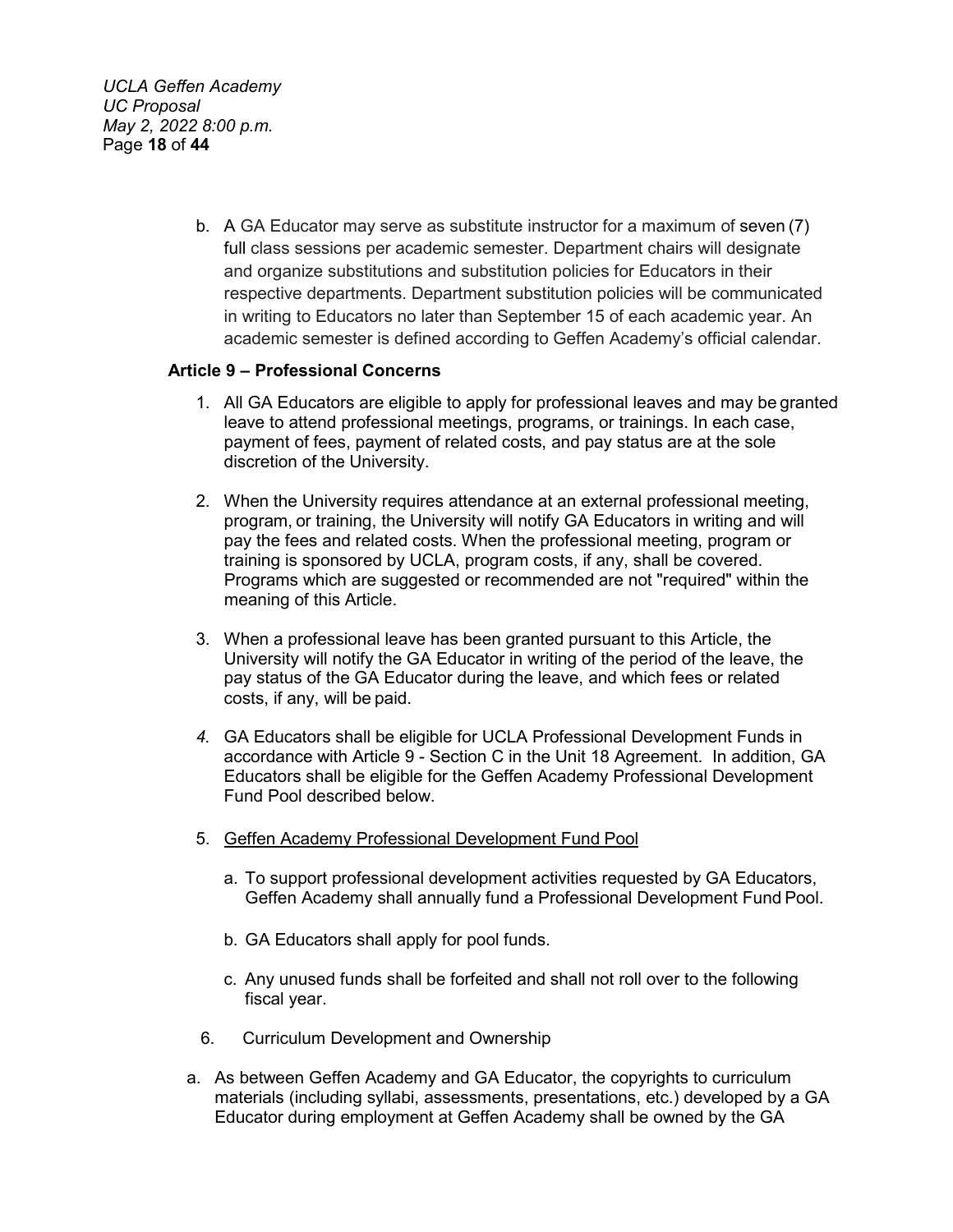b. A GA Educator may serve as substitute instructor for a maximum of seven (7) full class sessions per academic semester. Department chairs will designate and organize substitutions and substitution policies for Educators in their respective departments. Department substitution policies will be communicated in writing to Educators no later than September 15 of each academic year. An academic semester is defined according to Geffen Academy's official calendar.

**Article 9 – Professional Concerns**

1. All GA Educators are eligible to apply for professional leaves and may be granted leave to attend professional meetings, programs, or trainings. In each case, payment of fees, payment of related costs, and pay status are at the sole discretion of the University.

2. When the University requires attendance at an external professional meeting, program, or training, the University will notify GA Educators in writing and will pay the fees and related costs. When the professional meeting, program or training is sponsored by UCLA, program costs, if any, shall be covered. Programs which are suggested or recommended are not "required" within the meaning of this Article.

3. When a professional leave has been granted pursuant to this Article, the University will notify the GA Educator in writing of the period of the leave, the pay status of the GA Educator during the leave, and which fees or related costs, if any, will be paid.

4. GA Educators shall be eligible for UCLA Professional Development Funds in accordance with Article 9 - Section C in the Unit 18 Agreement. In addition, GA Educators shall be eligible for the Geffen Academy Professional Development Fund Pool described below.

5. Geffen Academy Professional Development Fund Pool

   a. To support professional development activities requested by GA Educators, Geffen Academy shall annually fund a Professional Development Fund Pool.

   b. GA Educators shall apply for pool funds.

   c. Any unused funds shall be forfeited and shall not roll over to the following fiscal year.

6. Curriculum Development and Ownership

a. As between Geffen Academy and GA Educator, the copyrights to curriculum materials (including syllabi, assessments, presentations, etc.) developed by a GA Educator during employment at Geffen Academy shall be owned by the GA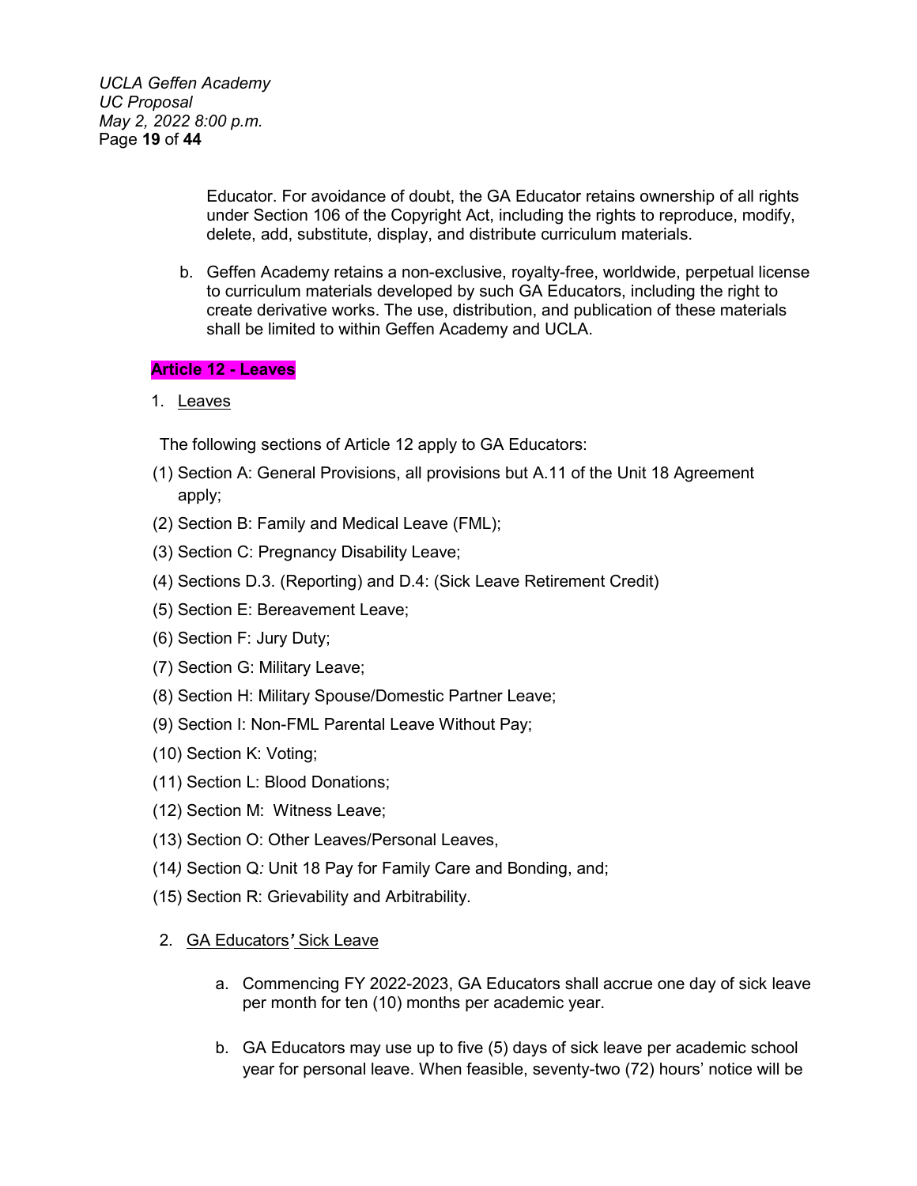Educator. For avoidance of doubt, the GA Educator retains ownership of all rights under Section 106 of the Copyright Act, including the rights to reproduce, modify, delete, add, substitute, display, and distribute curriculum materials.

b. Geffen Academy retains a non-exclusive, royalty-free, worldwide, perpetual license to curriculum materials developed by such GA Educators, including the right to create derivative works. The use, distribution, and publication of these materials shall be limited to within Geffen Academy and UCLA.

**Article 12 - Leaves**

1. Leaves

The following sections of Article 12 apply to GA Educators:

(1) Section A: General Provisions, all provisions but A.11 of the Unit 18 Agreement apply;

(2) Section B: Family and Medical Leave (FML);

(3) Section C: Pregnancy Disability Leave;

(4) Sections D.3. (Reporting) and D.4: (Sick Leave Retirement Credit)

(5) Section E: Bereavement Leave;

(6) Section F: Jury Duty;

(7) Section G: Military Leave;

(8) Section H: Military Spouse/Domestic Partner Leave;

(9) Section I: Non-FML Parental Leave Without Pay;

(10) Section K: Voting;

(11) Section L: Blood Donations;

(12) Section M: Witness Leave;

(13) Section O: Other Leaves/Personal Leaves,

(14) Section Q: Unit 18 Pay for Family Care and Bonding, and;

(15) Section R: Grievability and Arbitrability.

2. GA Educators' Sick Leave

a. Commencing FY 2022-2023, GA Educators shall accrue one day of sick leave per month for ten (10) months per academic year.

b. GA Educators may use up to five (5) days of sick leave per academic school year for personal leave. When feasible, seventy-two (72) hours' notice will be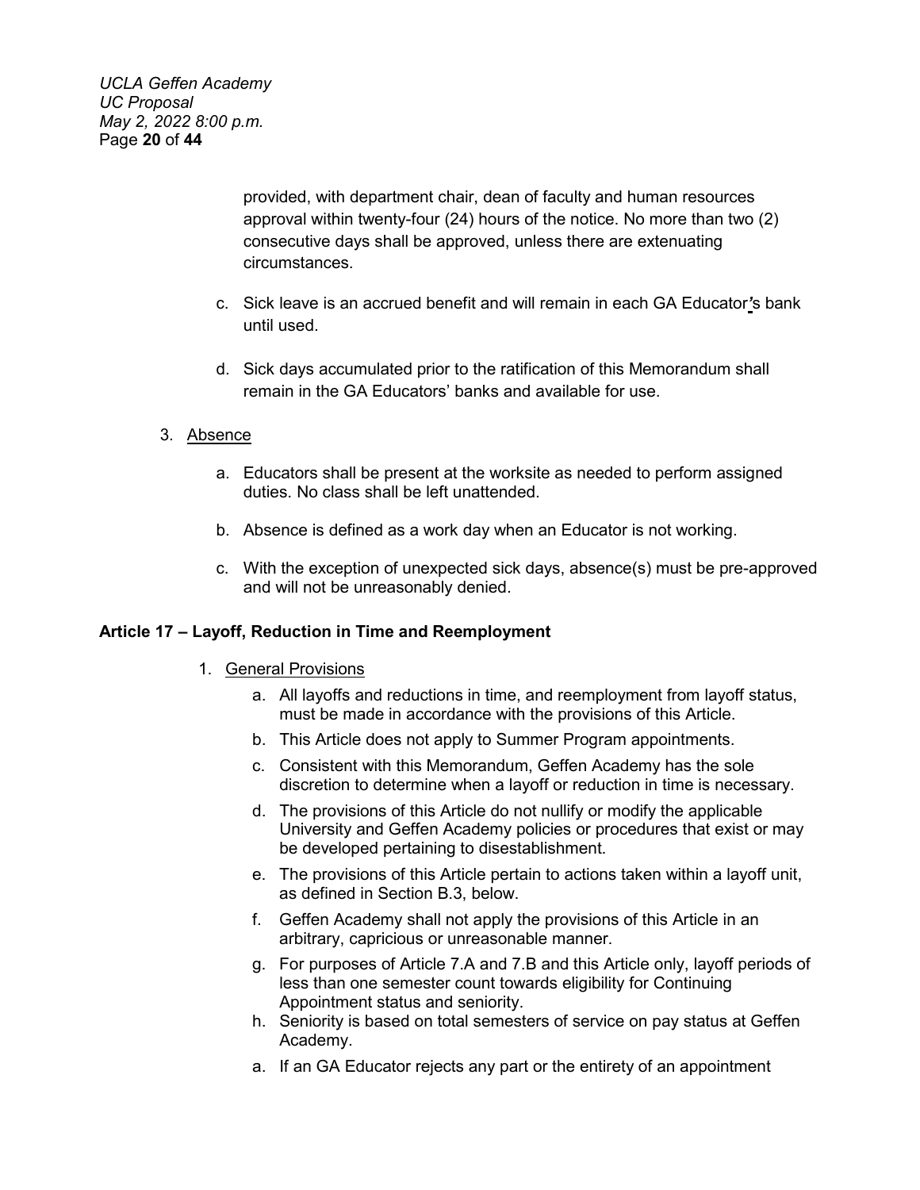provided, with department chair, dean of faculty and human resources approval within twenty-four (24) hours of the notice. No more than two (2) consecutive days shall be approved, unless there are extenuating circumstances.

c. Sick leave is an accrued benefit and will remain in each GA Educator's bank until used.

d. Sick days accumulated prior to the ratification of this Memorandum shall remain in the GA Educators' banks and available for use.

3. Absence

a. Educators shall be present at the worksite as needed to perform assigned duties. No class shall be left unattended.

b. Absence is defined as a work day when an Educator is not working.

c. With the exception of unexpected sick days, absence(s) must be pre-approved and will not be unreasonably denied.

**Article 17 – Layoff, Reduction in Time and Reemployment**

1. General Provisions

   a. All layoffs and reductions in time, and reemployment from layoff status, must be made in accordance with the provisions of this Article.
   b. This Article does not apply to Summer Program appointments.
   c. Consistent with this Memorandum, Geffen Academy has the sole discretion to determine when a layoff or reduction in time is necessary.
   d. The provisions of this Article do not nullify or modify the applicable University and Geffen Academy policies or procedures that exist or may be developed pertaining to disestablishment.
   e. The provisions of this Article pertain to actions taken within a layoff unit, as defined in Section B.3, below.
   f. Geffen Academy shall not apply the provisions of this Article in an arbitrary, capricious or unreasonable manner.
   g. For purposes of Article 7.A and 7.B and this Article only, layoff periods of less than one semester count towards eligibility for Continuing Appointment status and seniority.
   h. Seniority is based on total semesters of service on pay status at Geffen Academy.
   a. If an GA Educator rejects any part or the entirety of an appointment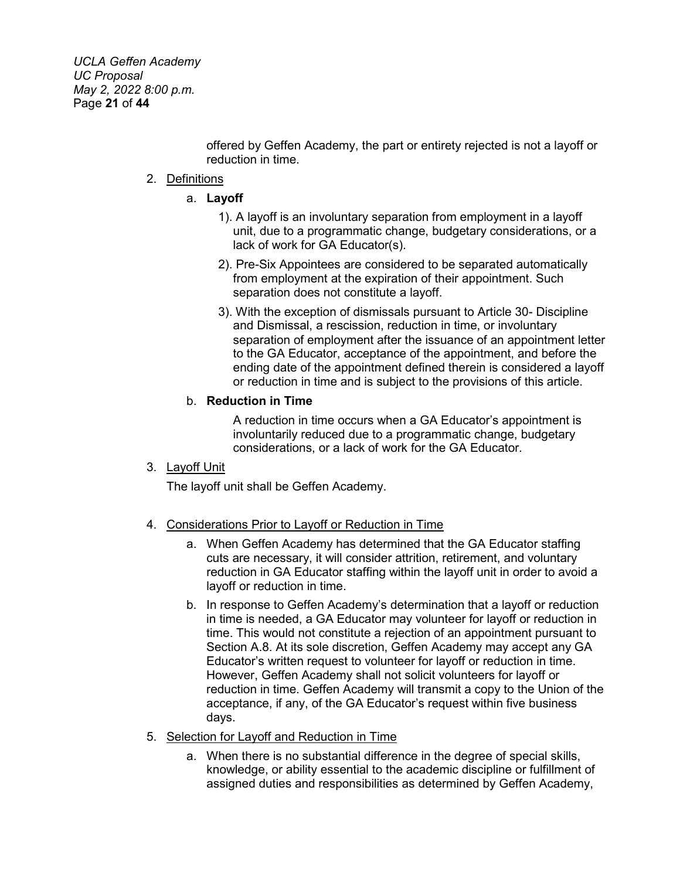offered by Geffen Academy, the part or entirety rejected is not a layoff or reduction in time.

2. <u>Definitions</u>

   a. **Layoff**

      1). A layoff is an involuntary separation from employment in a layoff unit, due to a programmatic change, budgetary considerations, or a lack of work for GA Educator(s).

      2). Pre-Six Appointees are considered to be separated automatically from employment at the expiration of their appointment. Such separation does not constitute a layoff.

      3). With the exception of dismissals pursuant to Article 30- Discipline and Dismissal, a rescission, reduction in time, or involuntary separation of employment after the issuance of an appointment letter to the GA Educator, acceptance of the appointment, and before the ending date of the appointment defined therein is considered a layoff or reduction in time and is subject to the provisions of this article.

   b. **Reduction in Time**

      A reduction in time occurs when a GA Educator's appointment is involuntarily reduced due to a programmatic change, budgetary considerations, or a lack of work for the GA Educator.

3. <u>Layoff Unit</u>

   The layoff unit shall be Geffen Academy.

4. <u>Considerations Prior to Layoff or Reduction in Time</u>

   a. When Geffen Academy has determined that the GA Educator staffing cuts are necessary, it will consider attrition, retirement, and voluntary reduction in GA Educator staffing within the layoff unit in order to avoid a layoff or reduction in time.

   b. In response to Geffen Academy's determination that a layoff or reduction in time is needed, a GA Educator may volunteer for layoff or reduction in time. This would not constitute a rejection of an appointment pursuant to Section A.8. At its sole discretion, Geffen Academy may accept any GA Educator's written request to volunteer for layoff or reduction in time. However, Geffen Academy shall not solicit volunteers for layoff or reduction in time. Geffen Academy will transmit a copy to the Union of the acceptance, if any, of the GA Educator's request within five business days.

5. <u>Selection for Layoff and Reduction in Time</u>

   a. When there is no substantial difference in the degree of special skills, knowledge, or ability essential to the academic discipline or fulfillment of assigned duties and responsibilities as determined by Geffen Academy,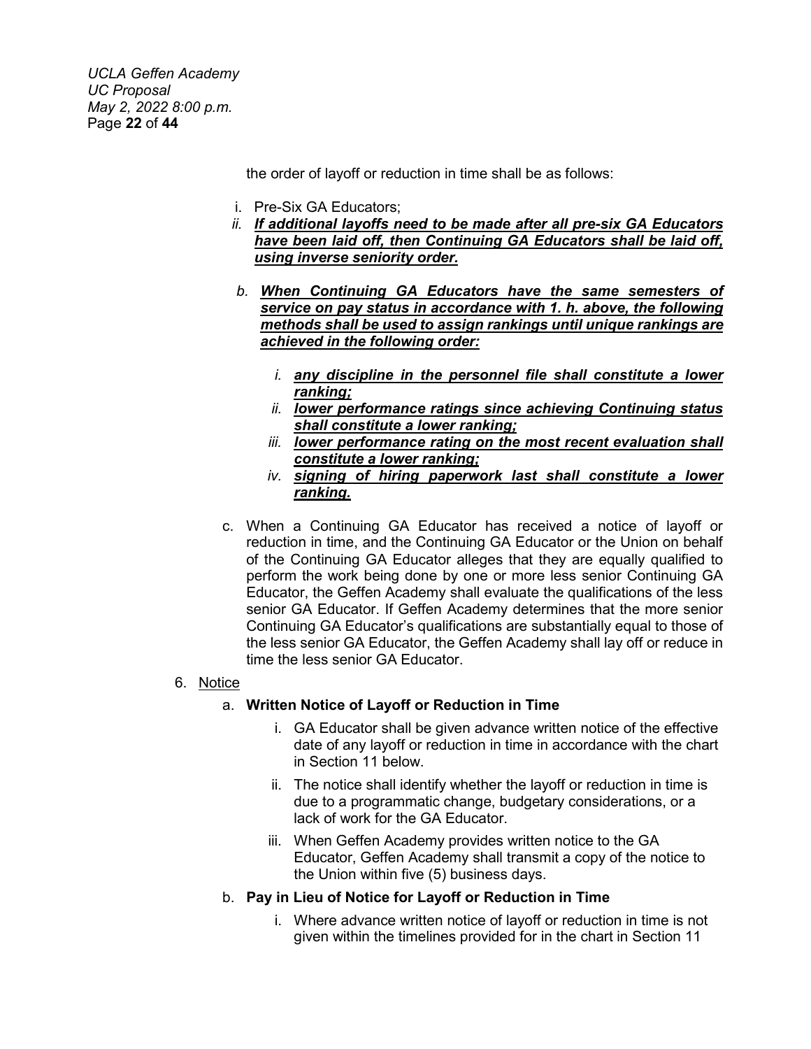the order of layoff or reduction in time shall be as follows:

i. Pre-Six GA Educators;

*ii.* ***<u>If additional layoffs need to be made after all pre-six GA Educators have been laid off, then Continuing GA Educators shall be laid off, using inverse seniority order.</u>***

*b.* ***<u>When Continuing GA Educators have the same semesters of service on pay status in accordance with 1. h. above, the following methods shall be used to assign rankings until unique rankings are achieved in the following order:</u>***

   *i.* ***<u>any discipline in the personnel file shall constitute a lower ranking;</u>***

   *ii.* ***<u>lower performance ratings since achieving Continuing status shall constitute a lower ranking;</u>***

   *iii.* ***<u>lower performance rating on the most recent evaluation shall constitute a lower ranking;</u>***

   *iv.* ***<u>signing of hiring paperwork last shall constitute a lower ranking.</u>***

c. When a Continuing GA Educator has received a notice of layoff or reduction in time, and the Continuing GA Educator or the Union on behalf of the Continuing GA Educator alleges that they are equally qualified to perform the work being done by one or more less senior Continuing GA Educator, the Geffen Academy shall evaluate the qualifications of the less senior GA Educator. If Geffen Academy determines that the more senior Continuing GA Educator's qualifications are substantially equal to those of the less senior GA Educator, the Geffen Academy shall lay off or reduce in time the less senior GA Educator.

6. <u>Notice</u>

   a. **Written Notice of Layoff or Reduction in Time**

      i. GA Educator shall be given advance written notice of the effective date of any layoff or reduction in time in accordance with the chart in Section 11 below.

      ii. The notice shall identify whether the layoff or reduction in time is due to a programmatic change, budgetary considerations, or a lack of work for the GA Educator.

      iii. When Geffen Academy provides written notice to the GA Educator, Geffen Academy shall transmit a copy of the notice to the Union within five (5) business days.

   b. **Pay in Lieu of Notice for Layoff or Reduction in Time**

      i. Where advance written notice of layoff or reduction in time is not given within the timelines provided for in the chart in Section 11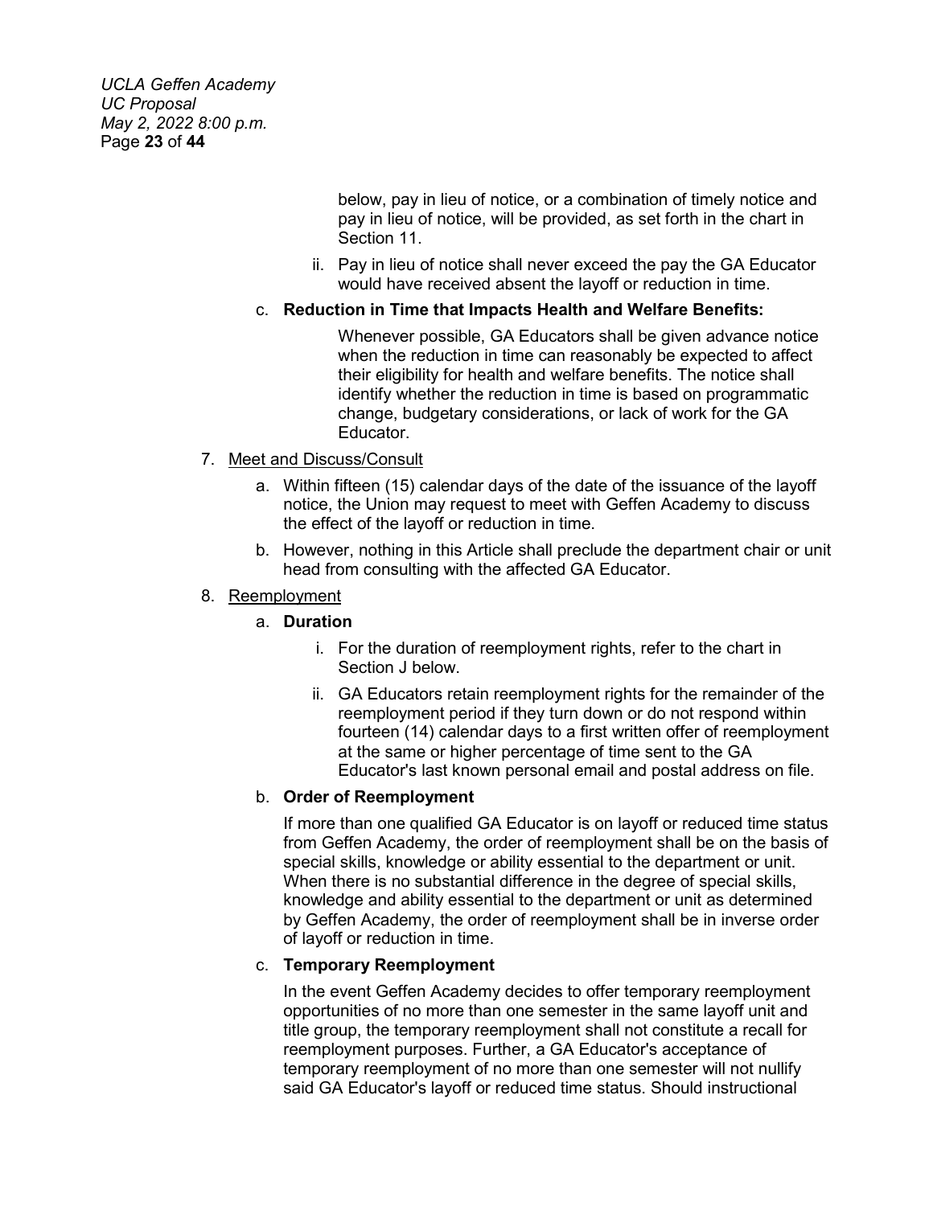below, pay in lieu of notice, or a combination of timely notice and pay in lieu of notice, will be provided, as set forth in the chart in Section 11.

ii. Pay in lieu of notice shall never exceed the pay the GA Educator would have received absent the layoff or reduction in time.

c. **Reduction in Time that Impacts Health and Welfare Benefits:**

Whenever possible, GA Educators shall be given advance notice when the reduction in time can reasonably be expected to affect their eligibility for health and welfare benefits. The notice shall identify whether the reduction in time is based on programmatic change, budgetary considerations, or lack of work for the GA Educator.

7. <u>Meet and Discuss/Consult</u>

   a. Within fifteen (15) calendar days of the date of the issuance of the layoff notice, the Union may request to meet with Geffen Academy to discuss the effect of the layoff or reduction in time.

   b. However, nothing in this Article shall preclude the department chair or unit head from consulting with the affected GA Educator.

8. <u>Reemployment</u>

   a. **Duration**

      i. For the duration of reemployment rights, refer to the chart in Section J below.

      ii. GA Educators retain reemployment rights for the remainder of the reemployment period if they turn down or do not respond within fourteen (14) calendar days to a first written offer of reemployment at the same or higher percentage of time sent to the GA Educator's last known personal email and postal address on file.

   b. **Order of Reemployment**

   If more than one qualified GA Educator is on layoff or reduced time status from Geffen Academy, the order of reemployment shall be on the basis of special skills, knowledge or ability essential to the department or unit. When there is no substantial difference in the degree of special skills, knowledge and ability essential to the department or unit as determined by Geffen Academy, the order of reemployment shall be in inverse order of layoff or reduction in time.

   c. **Temporary Reemployment**

   In the event Geffen Academy decides to offer temporary reemployment opportunities of no more than one semester in the same layoff unit and title group, the temporary reemployment shall not constitute a recall for reemployment purposes. Further, a GA Educator's acceptance of temporary reemployment of no more than one semester will not nullify said GA Educator's layoff or reduced time status. Should instructional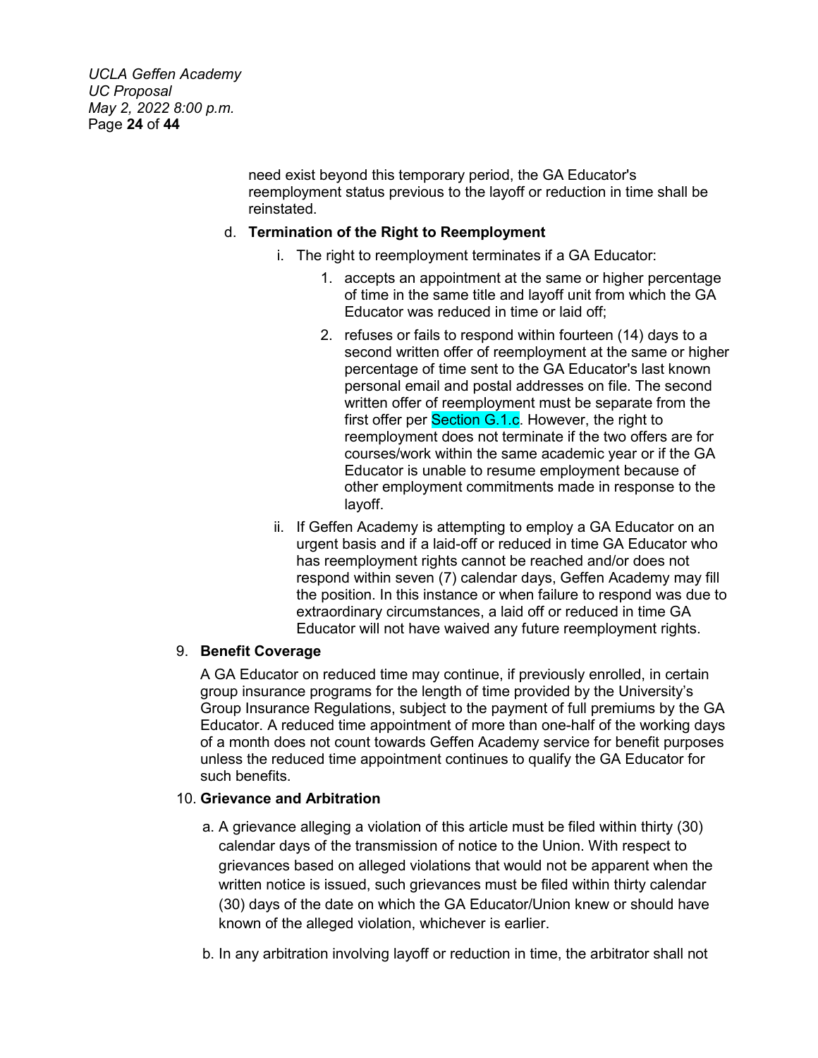need exist beyond this temporary period, the GA Educator's reemployment status previous to the layoff or reduction in time shall be reinstated.

d. **Termination of the Right to Reemployment**

   i. The right to reemployment terminates if a GA Educator:

      1. accepts an appointment at the same or higher percentage of time in the same title and layoff unit from which the GA Educator was reduced in time or laid off;

      2. refuses or fails to respond within fourteen (14) days to a second written offer of reemployment at the same or higher percentage of time sent to the GA Educator's last known personal email and postal addresses on file. The second written offer of reemployment must be separate from the first offer per Section G.1.c. However, the right to reemployment does not terminate if the two offers are for courses/work within the same academic year or if the GA Educator is unable to resume employment because of other employment commitments made in response to the layoff.

   ii. If Geffen Academy is attempting to employ a GA Educator on an urgent basis and if a laid-off or reduced in time GA Educator who has reemployment rights cannot be reached and/or does not respond within seven (7) calendar days, Geffen Academy may fill the position. In this instance or when failure to respond was due to extraordinary circumstances, a laid off or reduced in time GA Educator will not have waived any future reemployment rights.

9. **Benefit Coverage**

   A GA Educator on reduced time may continue, if previously enrolled, in certain group insurance programs for the length of time provided by the University's Group Insurance Regulations, subject to the payment of full premiums by the GA Educator. A reduced time appointment of more than one-half of the working days of a month does not count towards Geffen Academy service for benefit purposes unless the reduced time appointment continues to qualify the GA Educator for such benefits.

10. **Grievance and Arbitration**

   a. A grievance alleging a violation of this article must be filed within thirty (30) calendar days of the transmission of notice to the Union. With respect to grievances based on alleged violations that would not be apparent when the written notice is issued, such grievances must be filed within thirty calendar (30) days of the date on which the GA Educator/Union knew or should have known of the alleged violation, whichever is earlier.

   b. In any arbitration involving layoff or reduction in time, the arbitrator shall not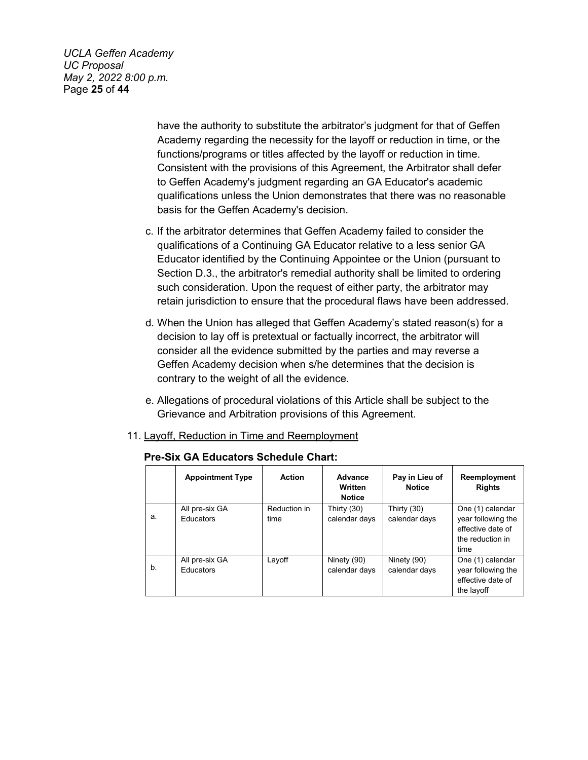have the authority to substitute the arbitrator's judgment for that of Geffen Academy regarding the necessity for the layoff or reduction in time, or the functions/programs or titles affected by the layoff or reduction in time. Consistent with the provisions of this Agreement, the Arbitrator shall defer to Geffen Academy's judgment regarding an GA Educator's academic qualifications unless the Union demonstrates that there was no reasonable basis for the Geffen Academy's decision.

c. If the arbitrator determines that Geffen Academy failed to consider the qualifications of a Continuing GA Educator relative to a less senior GA Educator identified by the Continuing Appointee or the Union (pursuant to Section D.3., the arbitrator's remedial authority shall be limited to ordering such consideration. Upon the request of either party, the arbitrator may retain jurisdiction to ensure that the procedural flaws have been addressed.

d. When the Union has alleged that Geffen Academy's stated reason(s) for a decision to lay off is pretextual or factually incorrect, the arbitrator will consider all the evidence submitted by the parties and may reverse a Geffen Academy decision when s/he determines that the decision is contrary to the weight of all the evidence.

e. Allegations of procedural violations of this Article shall be subject to the Grievance and Arbitration provisions of this Agreement.

11. <u>Layoff, Reduction in Time and Reemployment</u>

**Pre-Six GA Educators Schedule Chart:**

| | **Appointment Type** | **Action** | **Advance Written Notice** | **Pay in Lieu of Notice** | **Reemployment Rights** |
|---|---|---|---|---|---|
| a. | All pre-six GA Educators | Reduction in time | Thirty (30) calendar days | Thirty (30) calendar days | One (1) calendar year following the effective date of the reduction in time |
| b. | All pre-six GA Educators | Layoff | Ninety (90) calendar days | Ninety (90) calendar days | One (1) calendar year following the effective date of the layoff |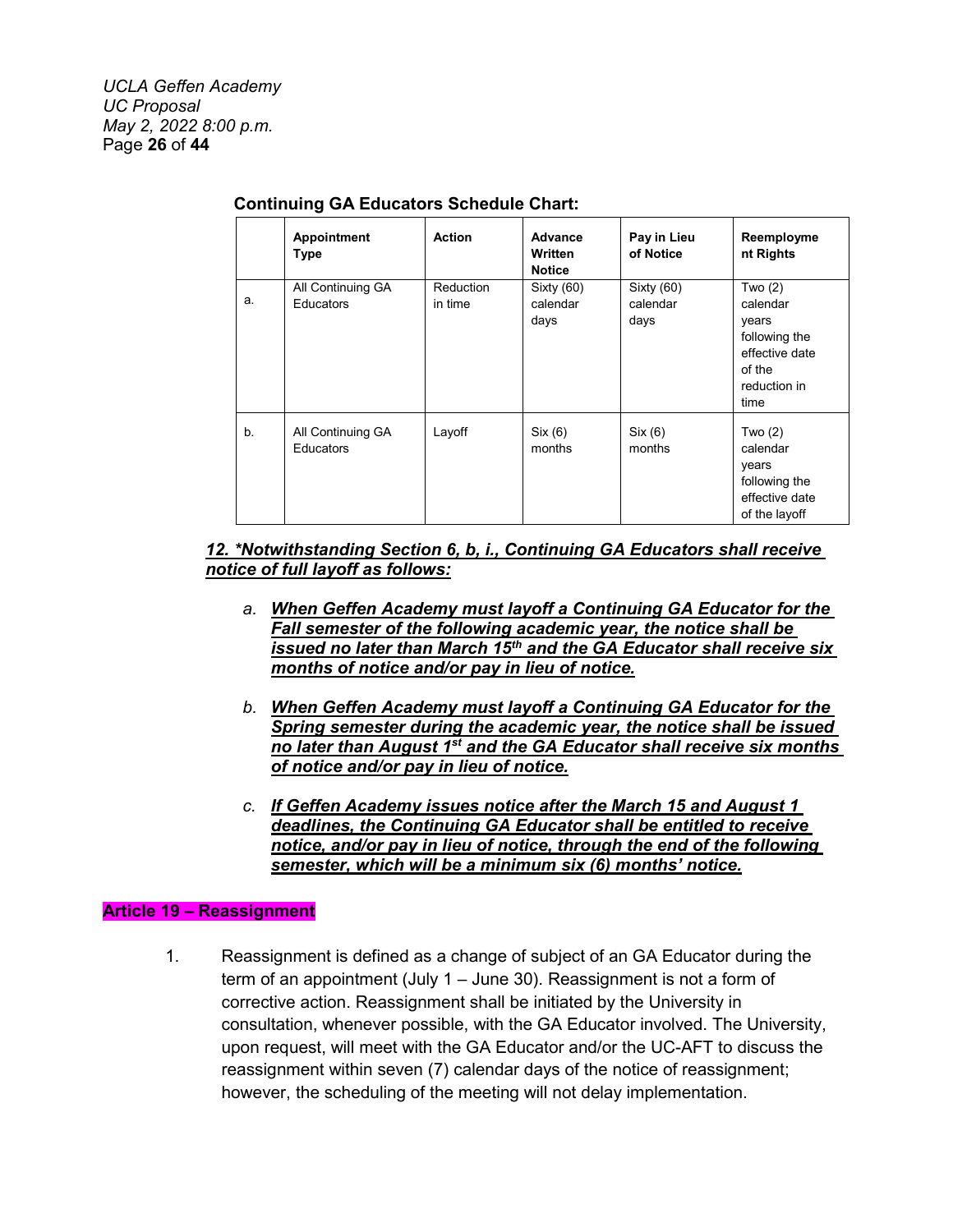**Continuing GA Educators Schedule Chart:**

| | Appointment Type | Action | Advance Written Notice | Pay in Lieu of Notice | Reemployment Rights |
|---|---|---|---|---|---|
| a. | All Continuing GA Educators | Reduction in time | Sixty (60) calendar days | Sixty (60) calendar days | Two (2) calendar years following the effective date of the reduction in time |
| b. | All Continuing GA Educators | Layoff | Six (6) months | Six (6) months | Two (2) calendar years following the effective date of the layoff |

***12. *Notwithstanding Section 6, b, i., Continuing GA Educators shall receive notice of full layoff as follows:***

- *a.* ***When Geffen Academy must layoff a Continuing GA Educator for the Fall semester of the following academic year, the notice shall be issued no later than March 15th and the GA Educator shall receive six months of notice and/or pay in lieu of notice.***

- *b.* ***When Geffen Academy must layoff a Continuing GA Educator for the Spring semester during the academic year, the notice shall be issued no later than August 1st and the GA Educator shall receive six months of notice and/or pay in lieu of notice.***

- *c.* ***If Geffen Academy issues notice after the March 15 and August 1 deadlines, the Continuing GA Educator shall be entitled to receive notice, and/or pay in lieu of notice, through the end of the following semester, which will be a minimum six (6) months' notice.***

**Article 19 – Reassignment**

1. Reassignment is defined as a change of subject of an GA Educator during the term of an appointment (July 1 – June 30). Reassignment is not a form of corrective action. Reassignment shall be initiated by the University in consultation, whenever possible, with the GA Educator involved. The University, upon request, will meet with the GA Educator and/or the UC-AFT to discuss the reassignment within seven (7) calendar days of the notice of reassignment; however, the scheduling of the meeting will not delay implementation.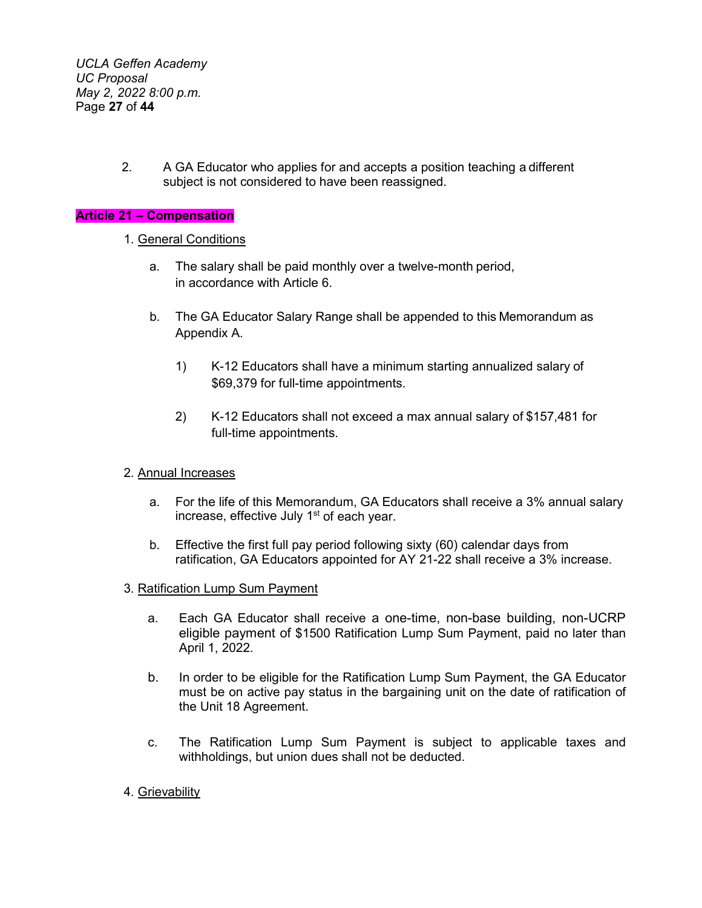2. A GA Educator who applies for and accepts a position teaching a different subject is not considered to have been reassigned.

## Article 21 – Compensation

1. General Conditions

   a. The salary shall be paid monthly over a twelve-month period, in accordance with Article 6.

   b. The GA Educator Salary Range shall be appended to this Memorandum as Appendix A.

      1) K-12 Educators shall have a minimum starting annualized salary of $69,379 for full-time appointments.

      2) K-12 Educators shall not exceed a max annual salary of $157,481 for full-time appointments.

2. Annual Increases

   a. For the life of this Memorandum, GA Educators shall receive a 3% annual salary increase, effective July 1st of each year.

   b. Effective the first full pay period following sixty (60) calendar days from ratification, GA Educators appointed for AY 21-22 shall receive a 3% increase.

3. Ratification Lump Sum Payment

   a. Each GA Educator shall receive a one-time, non-base building, non-UCRP eligible payment of $1500 Ratification Lump Sum Payment, paid no later than April 1, 2022.

   b. In order to be eligible for the Ratification Lump Sum Payment, the GA Educator must be on active pay status in the bargaining unit on the date of ratification of the Unit 18 Agreement.

   c. The Ratification Lump Sum Payment is subject to applicable taxes and withholdings, but union dues shall not be deducted.

4. Grievability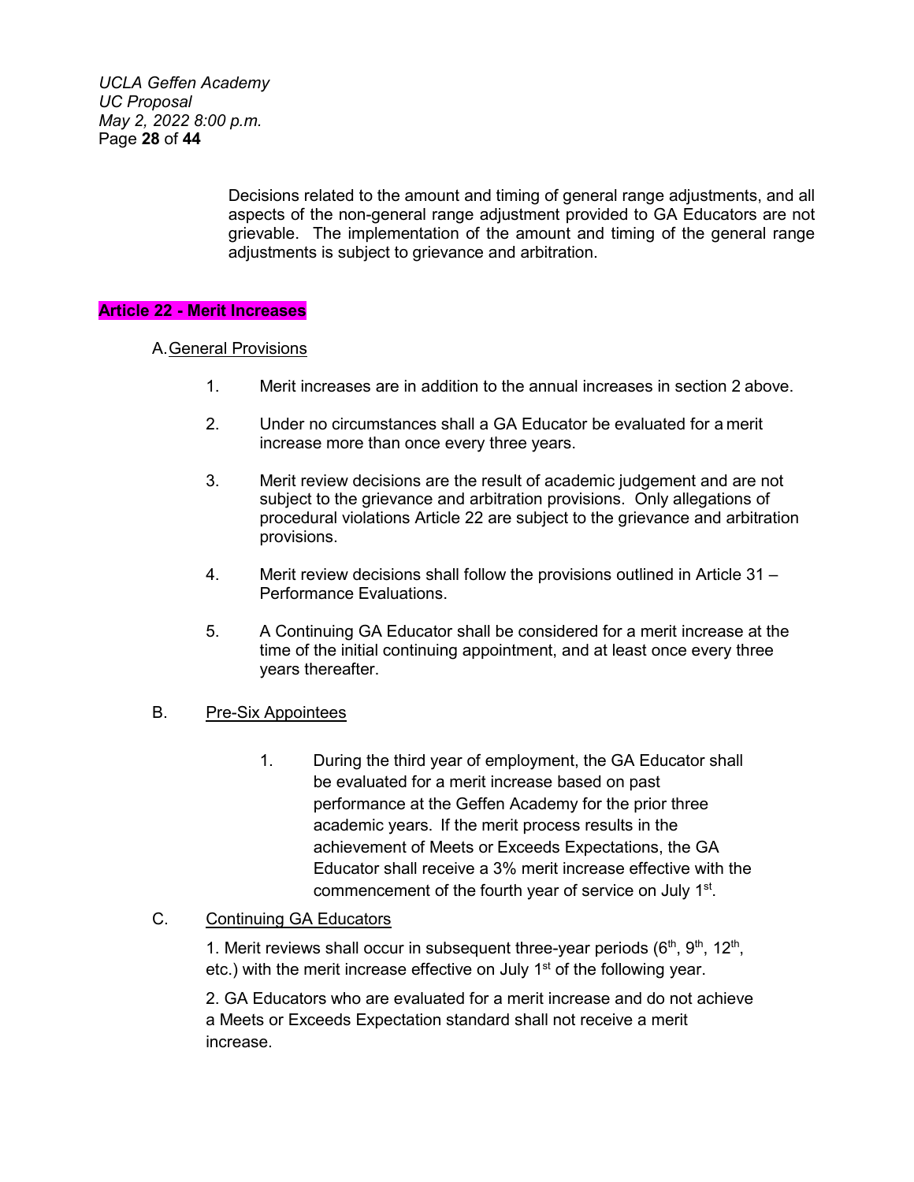Decisions related to the amount and timing of general range adjustments, and all aspects of the non-general range adjustment provided to GA Educators are not grievable. The implementation of the amount and timing of the general range adjustments is subject to grievance and arbitration.

## Article 22 - Merit Increases

A. General Provisions

1. Merit increases are in addition to the annual increases in section 2 above.

2. Under no circumstances shall a GA Educator be evaluated for a merit increase more than once every three years.

3. Merit review decisions are the result of academic judgement and are not subject to the grievance and arbitration provisions. Only allegations of procedural violations Article 22 are subject to the grievance and arbitration provisions.

4. Merit review decisions shall follow the provisions outlined in Article 31 – Performance Evaluations.

5. A Continuing GA Educator shall be considered for a merit increase at the time of the initial continuing appointment, and at least once every three years thereafter.

B. Pre-Six Appointees

1. During the third year of employment, the GA Educator shall be evaluated for a merit increase based on past performance at the Geffen Academy for the prior three academic years. If the merit process results in the achievement of Meets or Exceeds Expectations, the GA Educator shall receive a 3% merit increase effective with the commencement of the fourth year of service on July 1st.

C. Continuing GA Educators

1. Merit reviews shall occur in subsequent three-year periods (6th, 9th, 12th, etc.) with the merit increase effective on July 1st of the following year.

2. GA Educators who are evaluated for a merit increase and do not achieve a Meets or Exceeds Expectation standard shall not receive a merit increase.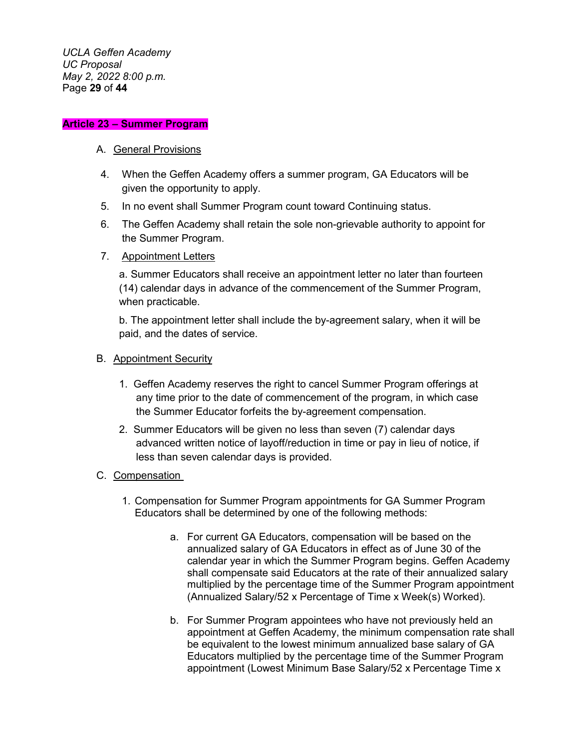## Article 23 – Summer Program

A. General Provisions

4. When the Geffen Academy offers a summer program, GA Educators will be given the opportunity to apply.
5. In no event shall Summer Program count toward Continuing status.
6. The Geffen Academy shall retain the sole non-grievable authority to appoint for the Summer Program.
7. Appointment Letters

   a. Summer Educators shall receive an appointment letter no later than fourteen (14) calendar days in advance of the commencement of the Summer Program, when practicable.

   b. The appointment letter shall include the by-agreement salary, when it will be paid, and the dates of service.

B. Appointment Security

1. Geffen Academy reserves the right to cancel Summer Program offerings at any time prior to the date of commencement of the program, in which case the Summer Educator forfeits the by-agreement compensation.
2. Summer Educators will be given no less than seven (7) calendar days advanced written notice of layoff/reduction in time or pay in lieu of notice, if less than seven calendar days is provided.

C. Compensation

1. Compensation for Summer Program appointments for GA Summer Program Educators shall be determined by one of the following methods:

   a. For current GA Educators, compensation will be based on the annualized salary of GA Educators in effect as of June 30 of the calendar year in which the Summer Program begins. Geffen Academy shall compensate said Educators at the rate of their annualized salary multiplied by the percentage time of the Summer Program appointment (Annualized Salary/52 x Percentage of Time x Week(s) Worked).

   b. For Summer Program appointees who have not previously held an appointment at Geffen Academy, the minimum compensation rate shall be equivalent to the lowest minimum annualized base salary of GA Educators multiplied by the percentage time of the Summer Program appointment (Lowest Minimum Base Salary/52 x Percentage Time x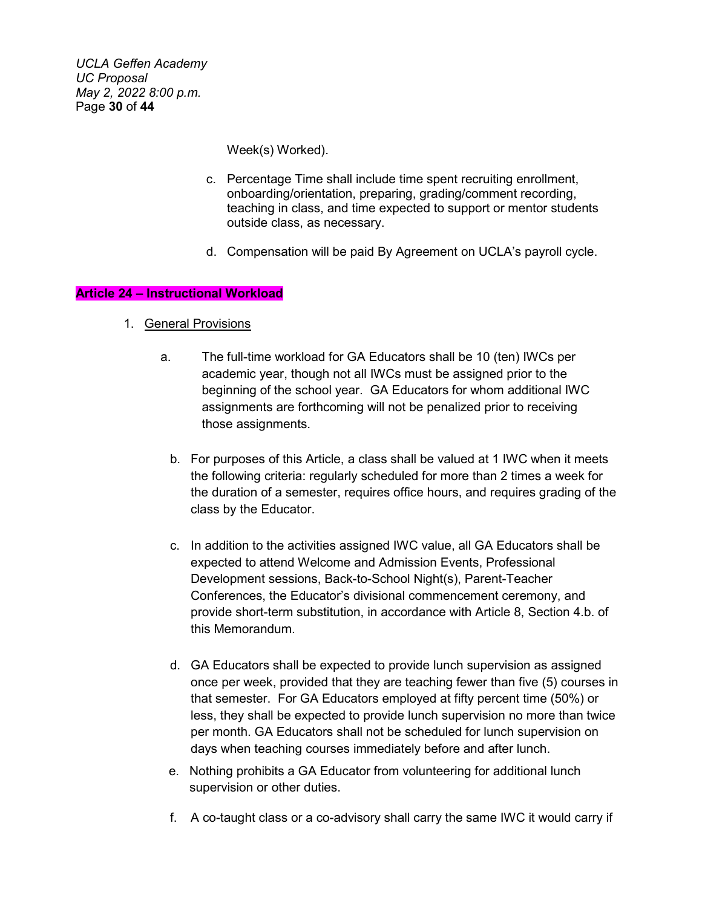Week(s) Worked).

c. Percentage Time shall include time spent recruiting enrollment, onboarding/orientation, preparing, grading/comment recording, teaching in class, and time expected to support or mentor students outside class, as necessary.

d. Compensation will be paid By Agreement on UCLA's payroll cycle.

## Article 24 – Instructional Workload

1. General Provisions

   a. The full-time workload for GA Educators shall be 10 (ten) IWCs per academic year, though not all IWCs must be assigned prior to the beginning of the school year. GA Educators for whom additional IWC assignments are forthcoming will not be penalized prior to receiving those assignments.

   b. For purposes of this Article, a class shall be valued at 1 IWC when it meets the following criteria: regularly scheduled for more than 2 times a week for the duration of a semester, requires office hours, and requires grading of the class by the Educator.

   c. In addition to the activities assigned IWC value, all GA Educators shall be expected to attend Welcome and Admission Events, Professional Development sessions, Back-to-School Night(s), Parent-Teacher Conferences, the Educator's divisional commencement ceremony, and provide short-term substitution, in accordance with Article 8, Section 4.b. of this Memorandum.

   d. GA Educators shall be expected to provide lunch supervision as assigned once per week, provided that they are teaching fewer than five (5) courses in that semester. For GA Educators employed at fifty percent time (50%) or less, they shall be expected to provide lunch supervision no more than twice per month. GA Educators shall not be scheduled for lunch supervision on days when teaching courses immediately before and after lunch.

   e. Nothing prohibits a GA Educator from volunteering for additional lunch supervision or other duties.

   f. A co-taught class or a co-advisory shall carry the same IWC it would carry if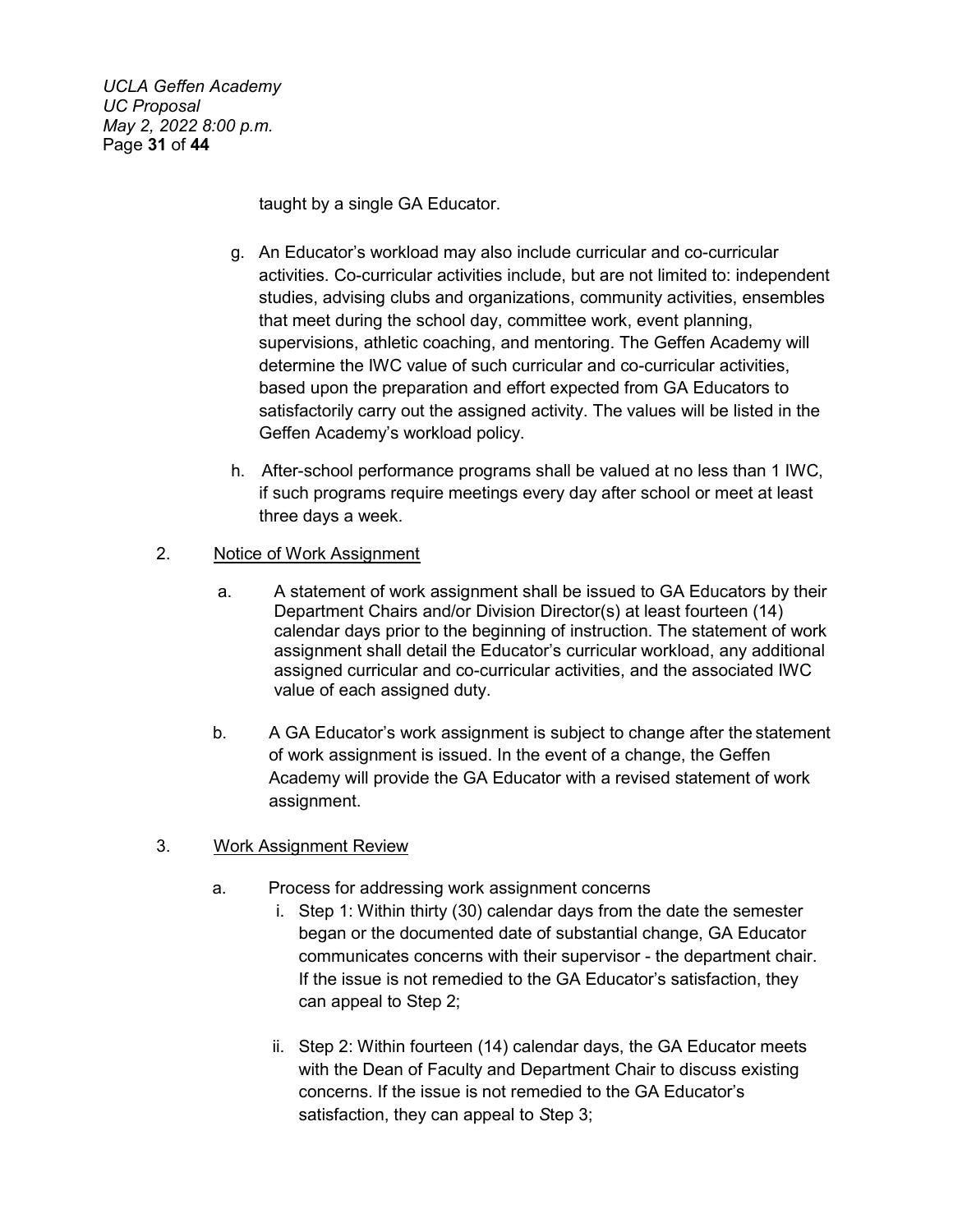taught by a single GA Educator.

g. An Educator's workload may also include curricular and co-curricular activities. Co-curricular activities include, but are not limited to: independent studies, advising clubs and organizations, community activities, ensembles that meet during the school day, committee work, event planning, supervisions, athletic coaching, and mentoring. The Geffen Academy will determine the IWC value of such curricular and co-curricular activities, based upon the preparation and effort expected from GA Educators to satisfactorily carry out the assigned activity. The values will be listed in the Geffen Academy's workload policy.

h. After-school performance programs shall be valued at no less than 1 IWC, if such programs require meetings every day after school or meet at least three days a week.

2. <u>Notice of Work Assignment</u>

a. A statement of work assignment shall be issued to GA Educators by their Department Chairs and/or Division Director(s) at least fourteen (14) calendar days prior to the beginning of instruction. The statement of work assignment shall detail the Educator's curricular workload, any additional assigned curricular and co-curricular activities, and the associated IWC value of each assigned duty.

b. A GA Educator's work assignment is subject to change after the statement of work assignment is issued. In the event of a change, the Geffen Academy will provide the GA Educator with a revised statement of work assignment.

3. <u>Work Assignment Review</u>

a. Process for addressing work assignment concerns

i. Step 1: Within thirty (30) calendar days from the date the semester began or the documented date of substantial change, GA Educator communicates concerns with their supervisor - the department chair. If the issue is not remedied to the GA Educator's satisfaction, they can appeal to Step 2;

ii. Step 2: Within fourteen (14) calendar days, the GA Educator meets with the Dean of Faculty and Department Chair to discuss existing concerns. If the issue is not remedied to the GA Educator's satisfaction, they can appeal to *S*tep 3;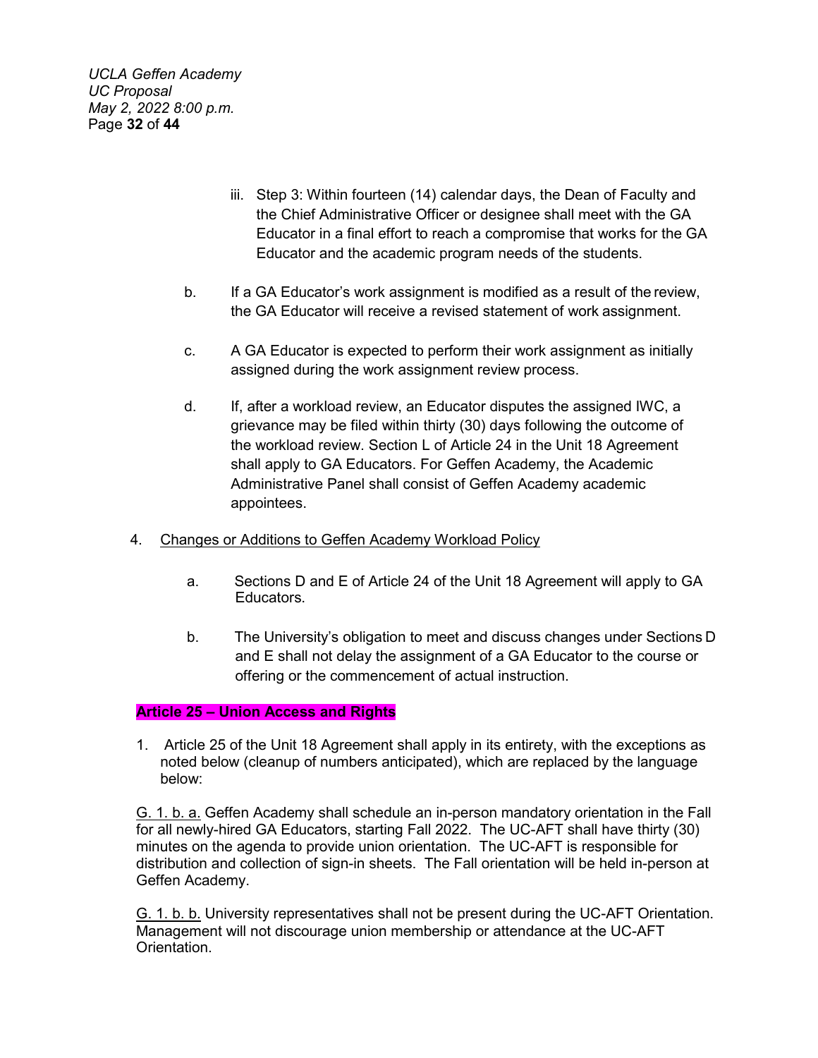iii. Step 3: Within fourteen (14) calendar days, the Dean of Faculty and the Chief Administrative Officer or designee shall meet with the GA Educator in a final effort to reach a compromise that works for the GA Educator and the academic program needs of the students.

b. If a GA Educator's work assignment is modified as a result of the review, the GA Educator will receive a revised statement of work assignment.

c. A GA Educator is expected to perform their work assignment as initially assigned during the work assignment review process.

d. If, after a workload review, an Educator disputes the assigned IWC, a grievance may be filed within thirty (30) days following the outcome of the workload review. Section L of Article 24 in the Unit 18 Agreement shall apply to GA Educators. For Geffen Academy, the Academic Administrative Panel shall consist of Geffen Academy academic appointees.

4. <u>Changes or Additions to Geffen Academy Workload Policy</u>

   a. Sections D and E of Article 24 of the Unit 18 Agreement will apply to GA Educators.

   b. The University's obligation to meet and discuss changes under Sections D and E shall not delay the assignment of a GA Educator to the course or offering or the commencement of actual instruction.

## Article 25 – Union Access and Rights

1. Article 25 of the Unit 18 Agreement shall apply in its entirety, with the exceptions as noted below (cleanup of numbers anticipated), which are replaced by the language below:

<u>G. 1. b. a.</u> Geffen Academy shall schedule an in-person mandatory orientation in the Fall for all newly-hired GA Educators, starting Fall 2022. The UC-AFT shall have thirty (30) minutes on the agenda to provide union orientation. The UC-AFT is responsible for distribution and collection of sign-in sheets. The Fall orientation will be held in-person at Geffen Academy.

<u>G. 1. b. b.</u> University representatives shall not be present during the UC-AFT Orientation. Management will not discourage union membership or attendance at the UC-AFT Orientation.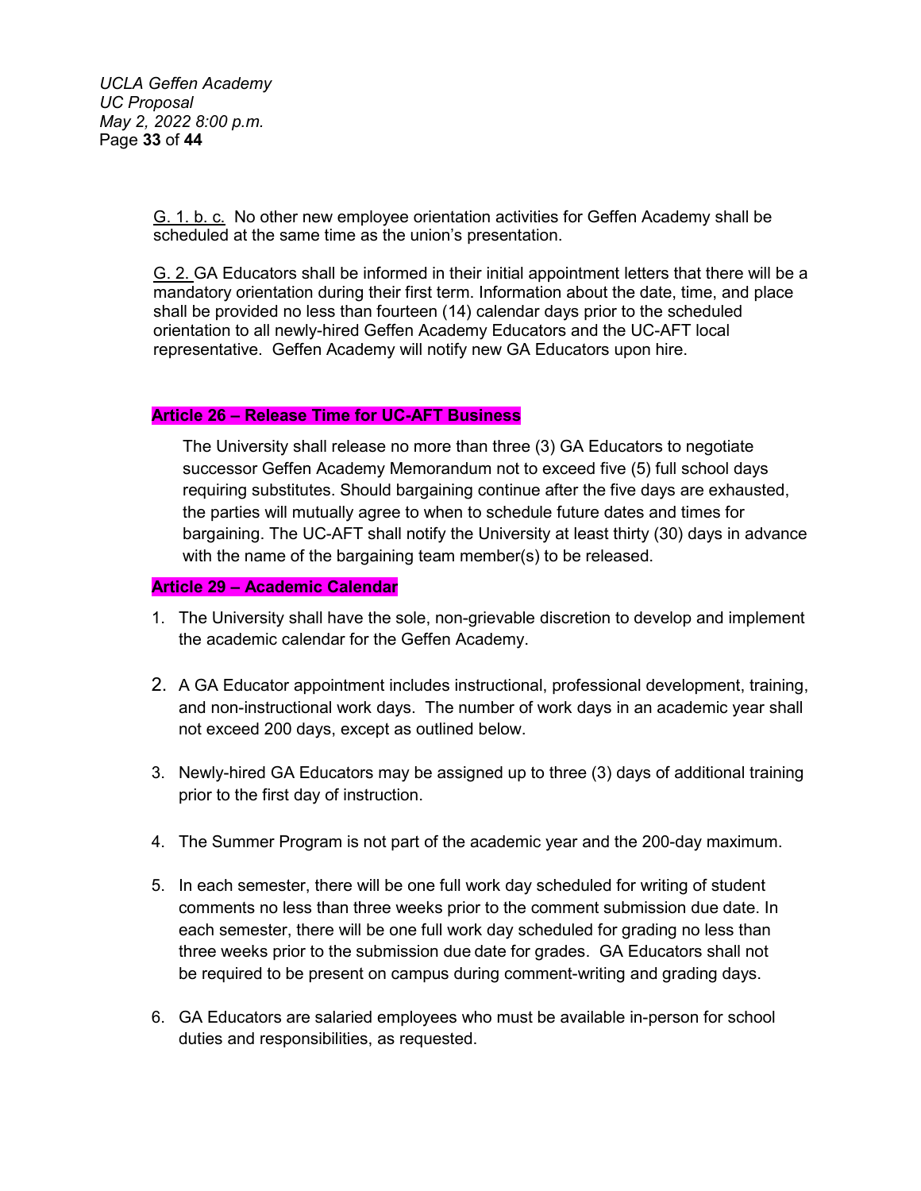G. 1. b. c. No other new employee orientation activities for Geffen Academy shall be scheduled at the same time as the union's presentation.

G. 2. GA Educators shall be informed in their initial appointment letters that there will be a mandatory orientation during their first term. Information about the date, time, and place shall be provided no less than fourteen (14) calendar days prior to the scheduled orientation to all newly-hired Geffen Academy Educators and the UC-AFT local representative. Geffen Academy will notify new GA Educators upon hire.

**Article 26 – Release Time for UC-AFT Business**

The University shall release no more than three (3) GA Educators to negotiate successor Geffen Academy Memorandum not to exceed five (5) full school days requiring substitutes. Should bargaining continue after the five days are exhausted, the parties will mutually agree to when to schedule future dates and times for bargaining. The UC-AFT shall notify the University at least thirty (30) days in advance with the name of the bargaining team member(s) to be released.

**Article 29 – Academic Calendar**

1. The University shall have the sole, non-grievable discretion to develop and implement the academic calendar for the Geffen Academy.

2. A GA Educator appointment includes instructional, professional development, training, and non-instructional work days. The number of work days in an academic year shall not exceed 200 days, except as outlined below.

3. Newly-hired GA Educators may be assigned up to three (3) days of additional training prior to the first day of instruction.

4. The Summer Program is not part of the academic year and the 200-day maximum.

5. In each semester, there will be one full work day scheduled for writing of student comments no less than three weeks prior to the comment submission due date. In each semester, there will be one full work day scheduled for grading no less than three weeks prior to the submission due date for grades. GA Educators shall not be required to be present on campus during comment-writing and grading days.

6. GA Educators are salaried employees who must be available in-person for school duties and responsibilities, as requested.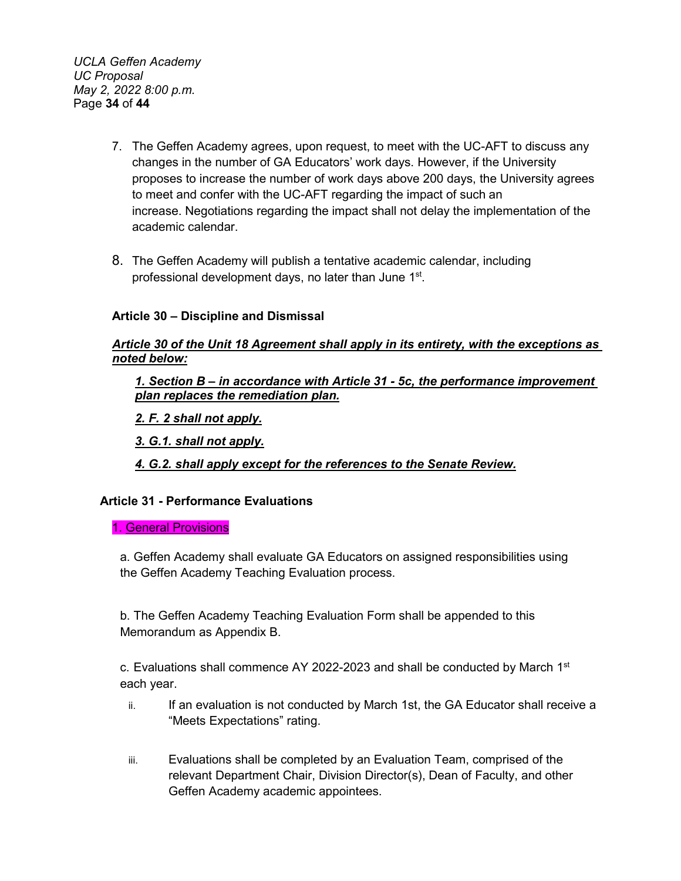7. The Geffen Academy agrees, upon request, to meet with the UC-AFT to discuss any changes in the number of GA Educators' work days. However, if the University proposes to increase the number of work days above 200 days, the University agrees to meet and confer with the UC-AFT regarding the impact of such an increase. Negotiations regarding the impact shall not delay the implementation of the academic calendar.

8. The Geffen Academy will publish a tentative academic calendar, including professional development days, no later than June 1st.

### Article 30 – Discipline and Dismissal

***Article 30 of the Unit 18 Agreement shall apply in its entirety, with the exceptions as noted below:***

***1. Section B – in accordance with Article 31 - 5c, the performance improvement plan replaces the remediation plan.***

***2. F. 2 shall not apply.***

***3. G.1. shall not apply.***

***4. G.2. shall apply except for the references to the Senate Review.***

### Article 31 - Performance Evaluations

1. General Provisions

a. Geffen Academy shall evaluate GA Educators on assigned responsibilities using the Geffen Academy Teaching Evaluation process.

b. The Geffen Academy Teaching Evaluation Form shall be appended to this Memorandum as Appendix B.

c. Evaluations shall commence AY 2022-2023 and shall be conducted by March 1st each year.

ii. If an evaluation is not conducted by March 1st, the GA Educator shall receive a "Meets Expectations" rating.

iii. Evaluations shall be completed by an Evaluation Team, comprised of the relevant Department Chair, Division Director(s), Dean of Faculty, and other Geffen Academy academic appointees.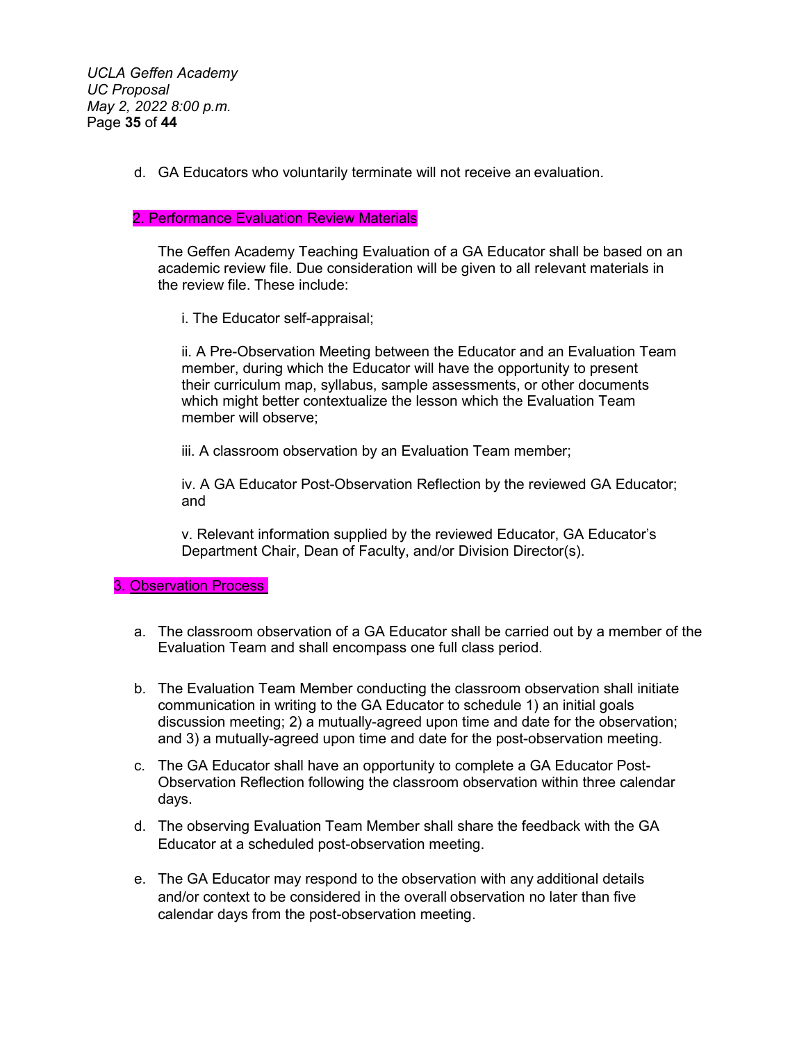d. GA Educators who voluntarily terminate will not receive an evaluation.

## 2. Performance Evaluation Review Materials

The Geffen Academy Teaching Evaluation of a GA Educator shall be based on an academic review file. Due consideration will be given to all relevant materials in the review file. These include:

i. The Educator self-appraisal;

ii. A Pre-Observation Meeting between the Educator and an Evaluation Team member, during which the Educator will have the opportunity to present their curriculum map, syllabus, sample assessments, or other documents which might better contextualize the lesson which the Evaluation Team member will observe;

iii. A classroom observation by an Evaluation Team member;

iv. A GA Educator Post-Observation Reflection by the reviewed GA Educator; and

v. Relevant information supplied by the reviewed Educator, GA Educator's Department Chair, Dean of Faculty, and/or Division Director(s).

## 3. Observation Process

a. The classroom observation of a GA Educator shall be carried out by a member of the Evaluation Team and shall encompass one full class period.

b. The Evaluation Team Member conducting the classroom observation shall initiate communication in writing to the GA Educator to schedule 1) an initial goals discussion meeting; 2) a mutually-agreed upon time and date for the observation; and 3) a mutually-agreed upon time and date for the post-observation meeting.

c. The GA Educator shall have an opportunity to complete a GA Educator Post-Observation Reflection following the classroom observation within three calendar days.

d. The observing Evaluation Team Member shall share the feedback with the GA Educator at a scheduled post-observation meeting.

e. The GA Educator may respond to the observation with any additional details and/or context to be considered in the overall observation no later than five calendar days from the post-observation meeting.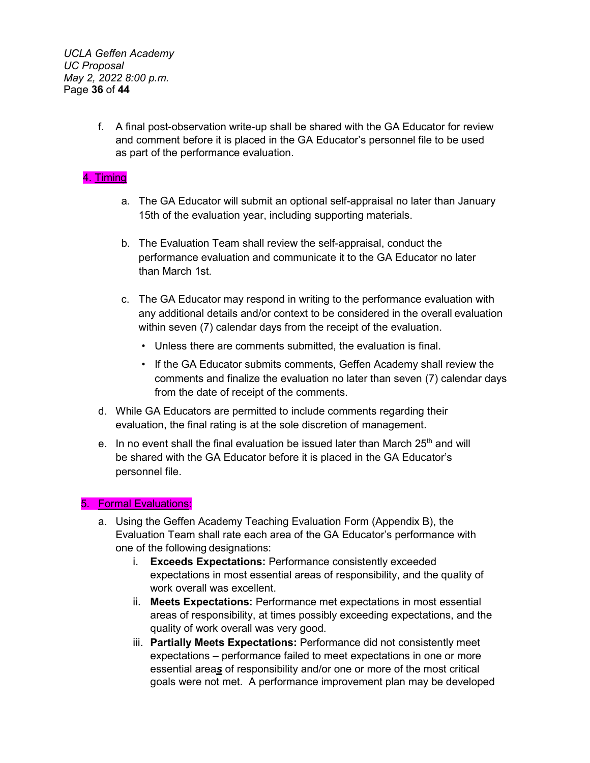f. A final post-observation write-up shall be shared with the GA Educator for review and comment before it is placed in the GA Educator's personnel file to be used as part of the performance evaluation.

4. Timing

a. The GA Educator will submit an optional self-appraisal no later than January 15th of the evaluation year, including supporting materials.

b. The Evaluation Team shall review the self-appraisal, conduct the performance evaluation and communicate it to the GA Educator no later than March 1st.

c. The GA Educator may respond in writing to the performance evaluation with any additional details and/or context to be considered in the overall evaluation within seven (7) calendar days from the receipt of the evaluation.

- Unless there are comments submitted, the evaluation is final.
- If the GA Educator submits comments, Geffen Academy shall review the comments and finalize the evaluation no later than seven (7) calendar days from the date of receipt of the comments.

d. While GA Educators are permitted to include comments regarding their evaluation, the final rating is at the sole discretion of management.

e. In no event shall the final evaluation be issued later than March 25th and will be shared with the GA Educator before it is placed in the GA Educator's personnel file.

5. Formal Evaluations:

a. Using the Geffen Academy Teaching Evaluation Form (Appendix B), the Evaluation Team shall rate each area of the GA Educator's performance with one of the following designations:

i. **Exceeds Expectations:** Performance consistently exceeded expectations in most essential areas of responsibility, and the quality of work overall was excellent.

ii. **Meets Expectations:** Performance met expectations in most essential areas of responsibility, at times possibly exceeding expectations, and the quality of work overall was very good.

iii. **Partially Meets Expectations:** Performance did not consistently meet expectations – performance failed to meet expectations in one or more essential area***s*** of responsibility and/or one or more of the most critical goals were not met. A performance improvement plan may be developed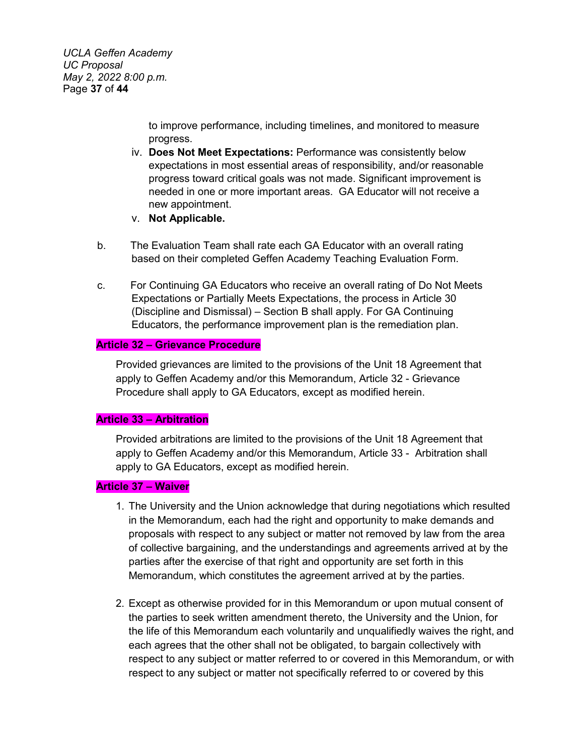to improve performance, including timelines, and monitored to measure progress.

iv. **Does Not Meet Expectations:** Performance was consistently below expectations in most essential areas of responsibility, and/or reasonable progress toward critical goals was not made. Significant improvement is needed in one or more important areas. GA Educator will not receive a new appointment.

v. **Not Applicable.**

b. The Evaluation Team shall rate each GA Educator with an overall rating based on their completed Geffen Academy Teaching Evaluation Form.

c. For Continuing GA Educators who receive an overall rating of Do Not Meets Expectations or Partially Meets Expectations, the process in Article 30 (Discipline and Dismissal) – Section B shall apply. For GA Continuing Educators, the performance improvement plan is the remediation plan.

## Article 32 – Grievance Procedure

Provided grievances are limited to the provisions of the Unit 18 Agreement that apply to Geffen Academy and/or this Memorandum, Article 32 - Grievance Procedure shall apply to GA Educators, except as modified herein.

## Article 33 – Arbitration

Provided arbitrations are limited to the provisions of the Unit 18 Agreement that apply to Geffen Academy and/or this Memorandum, Article 33 - Arbitration shall apply to GA Educators, except as modified herein.

## Article 37 – Waiver

1. The University and the Union acknowledge that during negotiations which resulted in the Memorandum, each had the right and opportunity to make demands and proposals with respect to any subject or matter not removed by law from the area of collective bargaining, and the understandings and agreements arrived at by the parties after the exercise of that right and opportunity are set forth in this Memorandum, which constitutes the agreement arrived at by the parties.

2. Except as otherwise provided for in this Memorandum or upon mutual consent of the parties to seek written amendment thereto, the University and the Union, for the life of this Memorandum each voluntarily and unqualifiedly waives the right, and each agrees that the other shall not be obligated, to bargain collectively with respect to any subject or matter referred to or covered in this Memorandum, or with respect to any subject or matter not specifically referred to or covered by this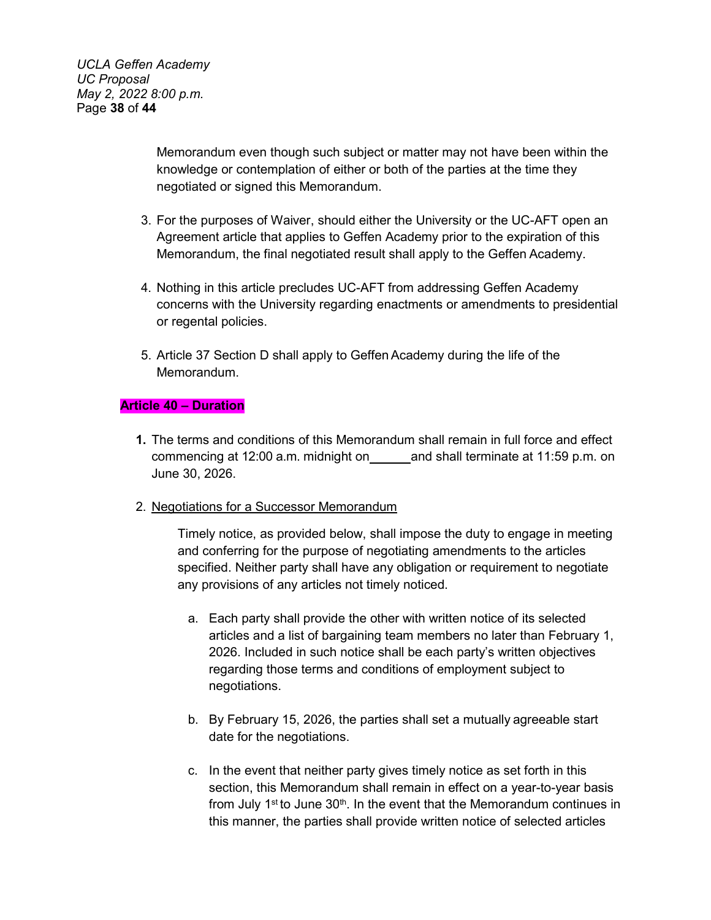Memorandum even though such subject or matter may not have been within the knowledge or contemplation of either or both of the parties at the time they negotiated or signed this Memorandum.

3. For the purposes of Waiver, should either the University or the UC-AFT open an Agreement article that applies to Geffen Academy prior to the expiration of this Memorandum, the final negotiated result shall apply to the Geffen Academy.

4. Nothing in this article precludes UC-AFT from addressing Geffen Academy concerns with the University regarding enactments or amendments to presidential or regental policies.

5. Article 37 Section D shall apply to Geffen Academy during the life of the Memorandum.

## Article 40 – Duration

**1.** The terms and conditions of this Memorandum shall remain in full force and effect commencing at 12:00 a.m. midnight on\_\_\_\_\_\_ and shall terminate at 11:59 p.m. on June 30, 2026.

2. <u>Negotiations for a Successor Memorandum</u>

   Timely notice, as provided below, shall impose the duty to engage in meeting and conferring for the purpose of negotiating amendments to the articles specified. Neither party shall have any obligation or requirement to negotiate any provisions of any articles not timely noticed.

   a. Each party shall provide the other with written notice of its selected articles and a list of bargaining team members no later than February 1, 2026. Included in such notice shall be each party's written objectives regarding those terms and conditions of employment subject to negotiations.

   b. By February 15, 2026, the parties shall set a mutually agreeable start date for the negotiations.

   c. In the event that neither party gives timely notice as set forth in this section, this Memorandum shall remain in effect on a year-to-year basis from July 1st to June 30th. In the event that the Memorandum continues in this manner, the parties shall provide written notice of selected articles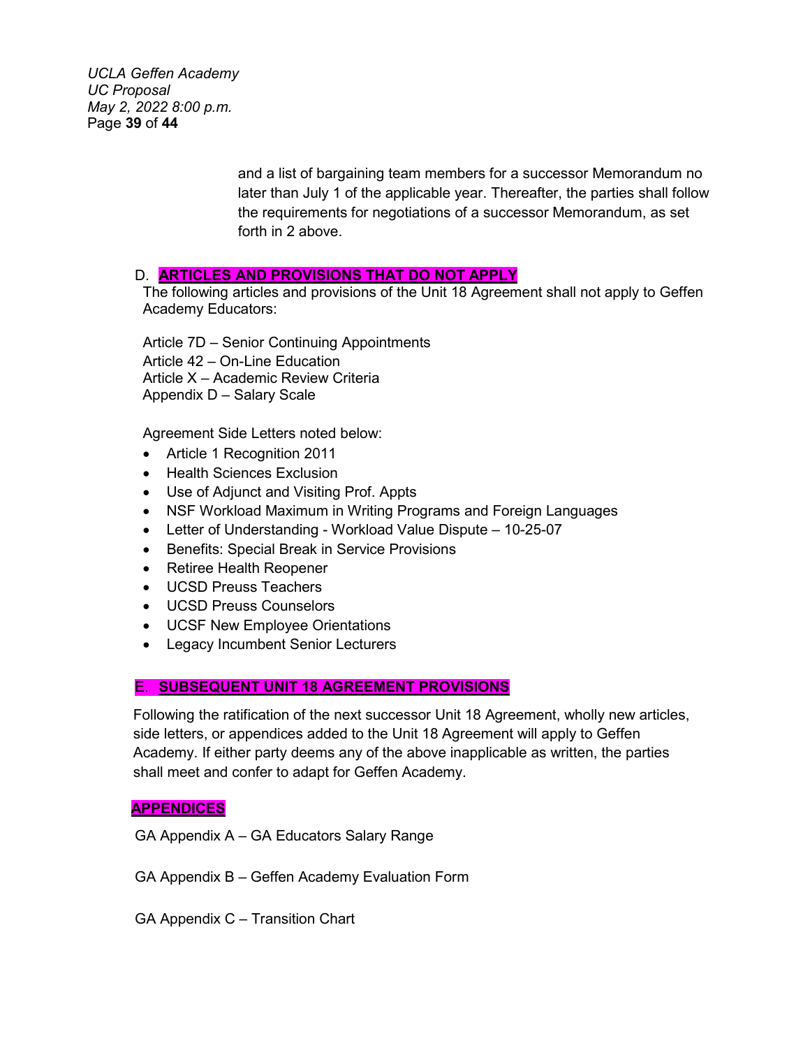and a list of bargaining team members for a successor Memorandum no later than July 1 of the applicable year. Thereafter, the parties shall follow the requirements for negotiations of a successor Memorandum, as set forth in 2 above.

## D. ARTICLES AND PROVISIONS THAT DO NOT APPLY

The following articles and provisions of the Unit 18 Agreement shall not apply to Geffen Academy Educators:

Article 7D – Senior Continuing Appointments
Article 42 – On-Line Education
Article X – Academic Review Criteria
Appendix D – Salary Scale

Agreement Side Letters noted below:

- Article 1 Recognition 2011
- Health Sciences Exclusion
- Use of Adjunct and Visiting Prof. Appts
- NSF Workload Maximum in Writing Programs and Foreign Languages
- Letter of Understanding - Workload Value Dispute – 10-25-07
- Benefits: Special Break in Service Provisions
- Retiree Health Reopener
- UCSD Preuss Teachers
- UCSD Preuss Counselors
- UCSF New Employee Orientations
- Legacy Incumbent Senior Lecturers

## E. SUBSEQUENT UNIT 18 AGREEMENT PROVISIONS

Following the ratification of the next successor Unit 18 Agreement, wholly new articles, side letters, or appendices added to the Unit 18 Agreement will apply to Geffen Academy. If either party deems any of the above inapplicable as written, the parties shall meet and confer to adapt for Geffen Academy.

## APPENDICES

GA Appendix A – GA Educators Salary Range

GA Appendix B – Geffen Academy Evaluation Form

GA Appendix C – Transition Chart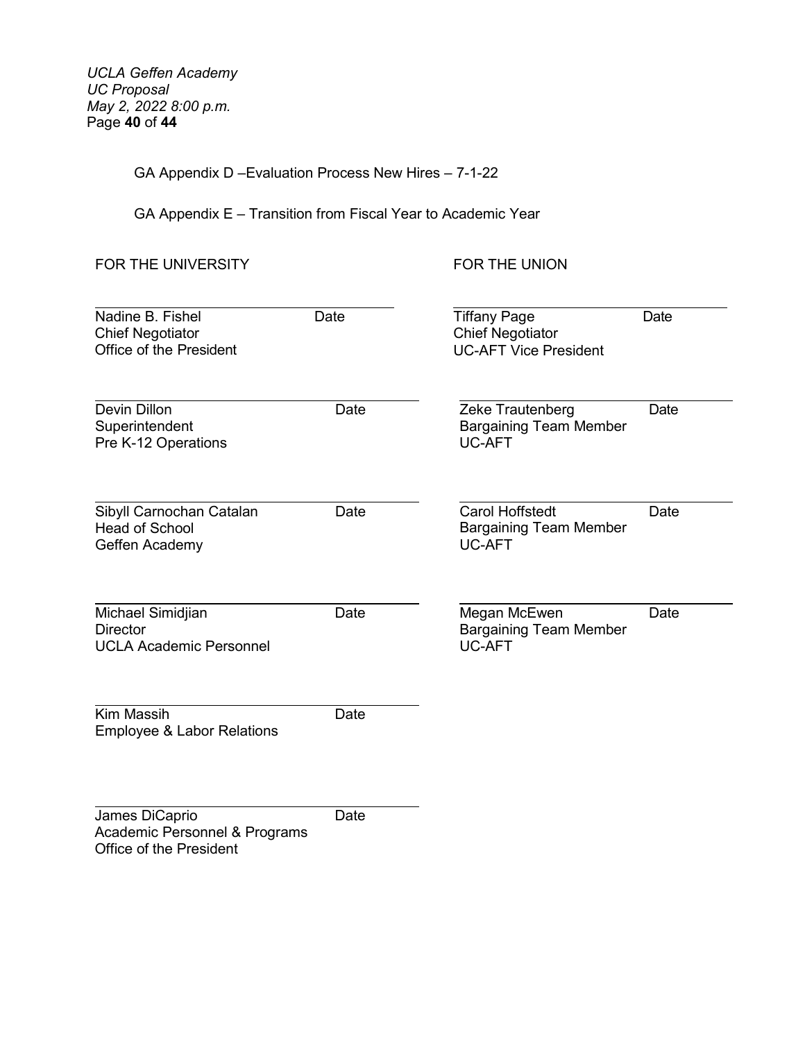GA Appendix D –Evaluation Process New Hires – 7-1-22

GA Appendix E – Transition from Fiscal Year to Academic Year

| FOR THE UNIVERSITY | | FOR THE UNION | |
| --- | --- | --- | --- |
| Nadine B. Fishel<br>Chief Negotiator<br>Office of the President | Date | Tiffany Page<br>Chief Negotiator<br>UC-AFT Vice President | Date |
| Devin Dillon<br>Superintendent<br>Pre K-12 Operations | Date | Zeke Trautenberg<br>Bargaining Team Member<br>UC-AFT | Date |
| Sibyll Carnochan Catalan<br>Head of School<br>Geffen Academy | Date | Carol Hoffstedt<br>Bargaining Team Member<br>UC-AFT | Date |
| Michael Simidjian<br>Director<br>UCLA Academic Personnel | Date | Megan McEwen<br>Bargaining Team Member<br>UC-AFT | Date |
| Kim Massih<br>Employee & Labor Relations | Date | | |
| James DiCaprio<br>Academic Personnel & Programs<br>Office of the President | Date | | |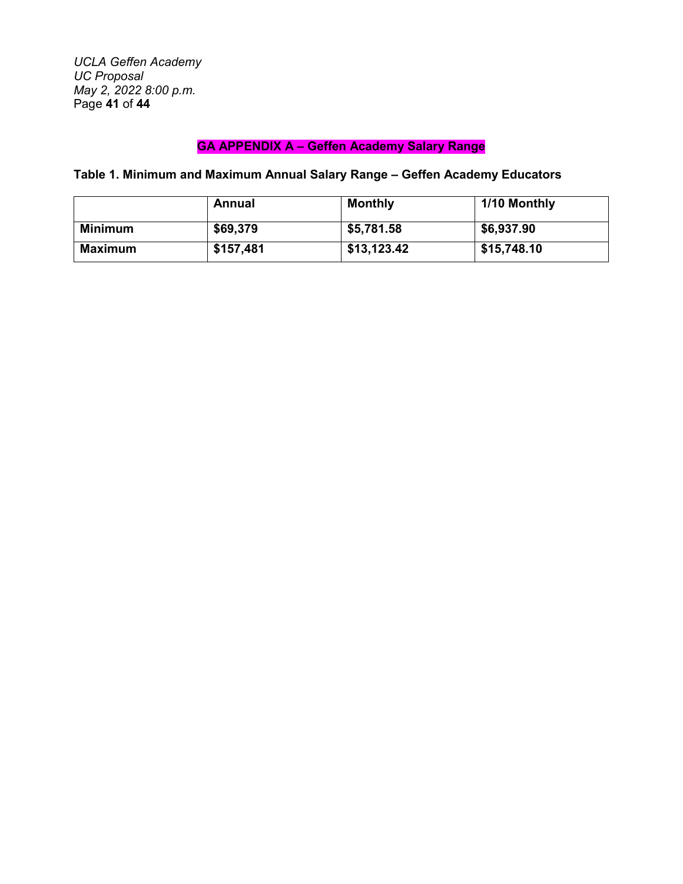## GA APPENDIX A – Geffen Academy Salary Range

**Table 1. Minimum and Maximum Annual Salary Range – Geffen Academy Educators**

| | Annual | Monthly | 1/10 Monthly |
|---|---|---|---|
| **Minimum** | **$69,379** | **$5,781.58** | **$6,937.90** |
| **Maximum** | **$157,481** | **$13,123.42** | **$15,748.10** |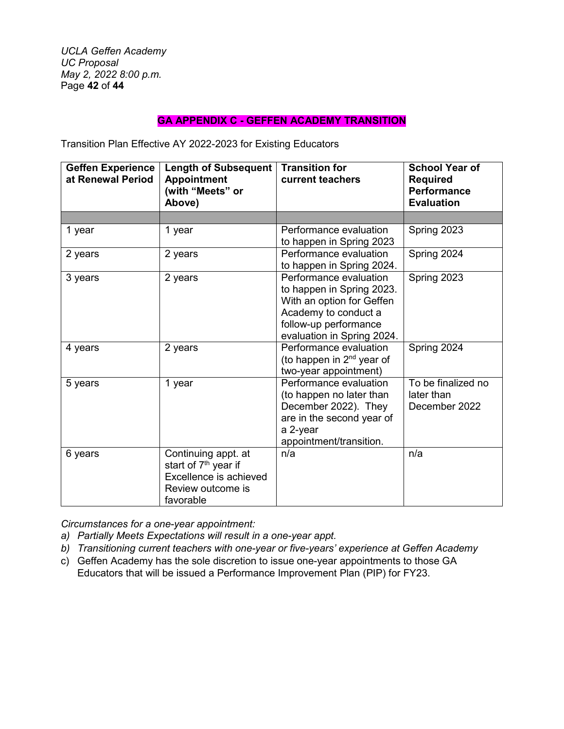## GA APPENDIX C - GEFFEN ACADEMY TRANSITION

Transition Plan Effective AY 2022-2023 for Existing Educators

| Geffen Experience at Renewal Period | Length of Subsequent Appointment (with "Meets" or Above) | Transition for current teachers | School Year of Required Performance Evaluation |
|---|---|---|---|
| | | | |
| 1 year | 1 year | Performance evaluation to happen in Spring 2023 | Spring 2023 |
| 2 years | 2 years | Performance evaluation to happen in Spring 2024. | Spring 2024 |
| 3 years | 2 years | Performance evaluation to happen in Spring 2023. With an option for Geffen Academy to conduct a follow-up performance evaluation in Spring 2024. | Spring 2023 |
| 4 years | 2 years | Performance evaluation (to happen in 2nd year of two-year appointment) | Spring 2024 |
| 5 years | 1 year | Performance evaluation (to happen no later than December 2022). They are in the second year of a 2-year appointment/transition. | To be finalized no later than December 2022 |
| 6 years | Continuing appt. at start of 7th year if Excellence is achieved Review outcome is favorable | n/a | n/a |

*Circumstances for a one-year appointment:*

a) *Partially Meets Expectations will result in a one-year appt.*
b) *Transitioning current teachers with one-year or five-years' experience at Geffen Academy*
c) Geffen Academy has the sole discretion to issue one-year appointments to those GA Educators that will be issued a Performance Improvement Plan (PIP) for FY23.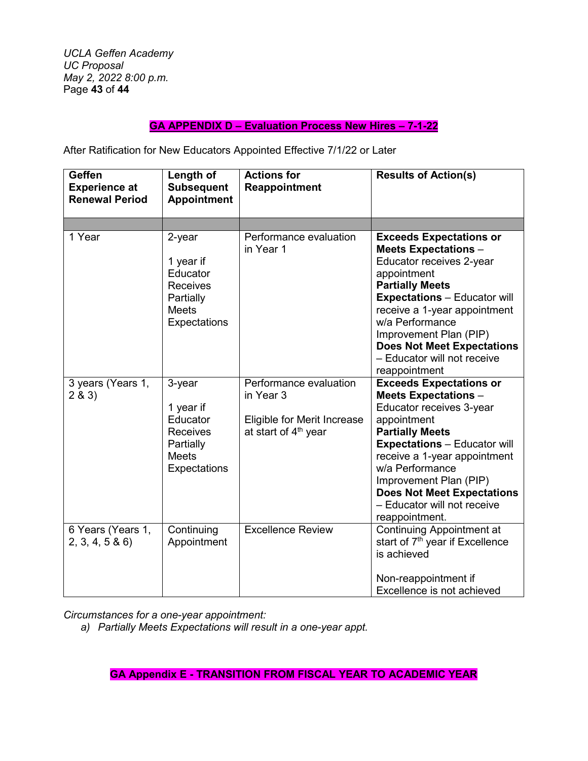## GA APPENDIX D – Evaluation Process New Hires – 7-1-22

After Ratification for New Educators Appointed Effective 7/1/22 or Later

| Geffen Experience at Renewal Period | Length of Subsequent Appointment | Actions for Reappointment | Results of Action(s) |
|---|---|---|---|
| | | | |
| 1 Year | 2-year<br><br>1 year if Educator Receives Partially Meets Expectations | Performance evaluation in Year 1 | **Exceeds Expectations or Meets Expectations** – Educator receives 2-year appointment<br>**Partially Meets Expectations** – Educator will receive a 1-year appointment w/a Performance Improvement Plan (PIP)<br>**Does Not Meet Expectations** – Educator will not receive reappointment |
| 3 years (Years 1, 2 & 3) | 3-year<br><br>1 year if Educator Receives Partially Meets Expectations | Performance evaluation in Year 3<br><br>Eligible for Merit Increase at start of 4th year | **Exceeds Expectations or Meets Expectations** – Educator receives 3-year appointment<br>**Partially Meets Expectations** – Educator will receive a 1-year appointment w/a Performance Improvement Plan (PIP)<br>**Does Not Meet Expectations** – Educator will not receive reappointment. |
| 6 Years (Years 1, 2, 3, 4, 5 & 6) | Continuing Appointment | Excellence Review | Continuing Appointment at start of 7th year if Excellence is achieved<br><br>Non-reappointment if Excellence is not achieved |

*Circumstances for a one-year appointment:*

*a) Partially Meets Expectations will result in a one-year appt.*

## GA Appendix E - TRANSITION FROM FISCAL YEAR TO ACADEMIC YEAR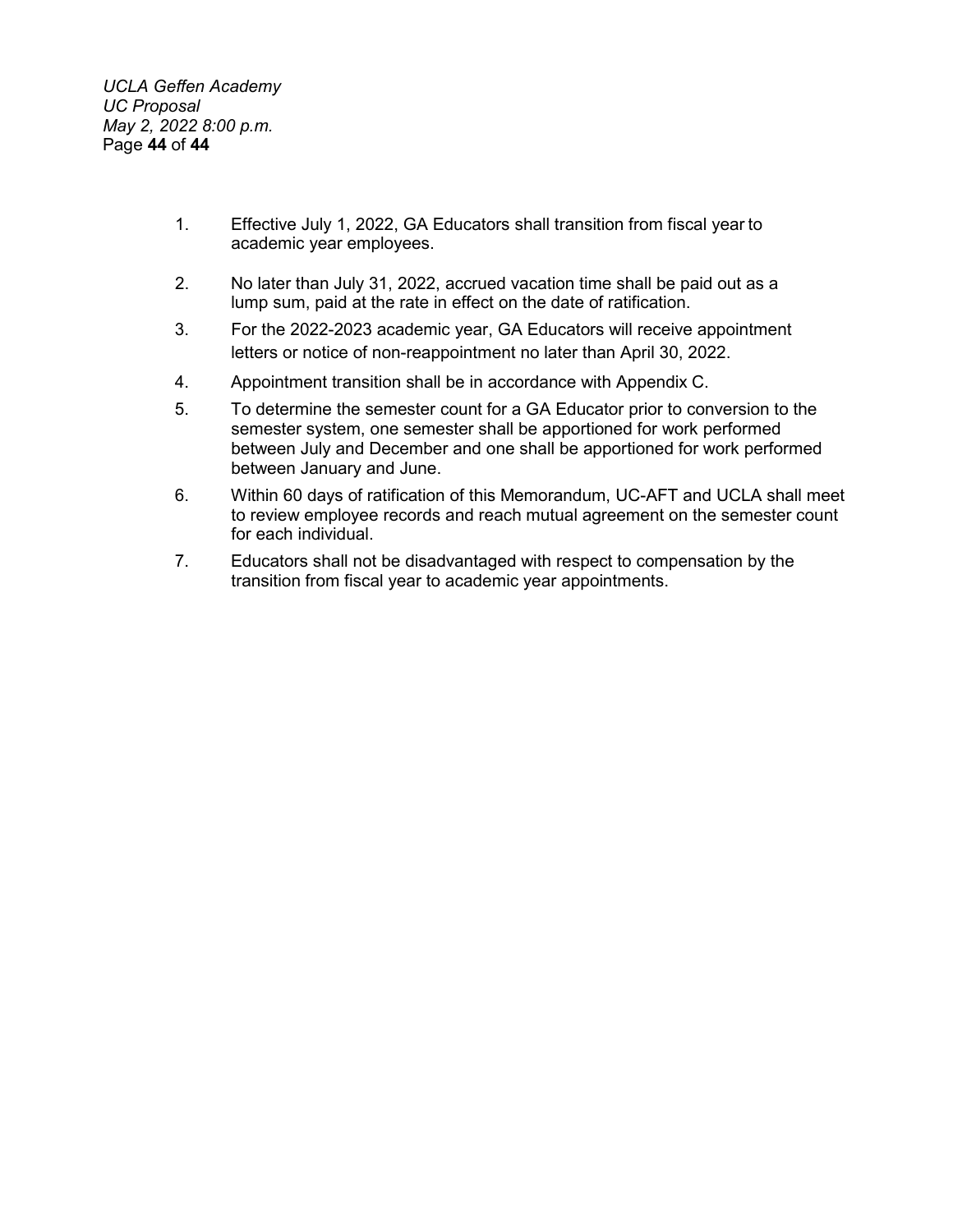1. Effective July 1, 2022, GA Educators shall transition from fiscal year to academic year employees.

2. No later than July 31, 2022, accrued vacation time shall be paid out as a lump sum, paid at the rate in effect on the date of ratification.

3. For the 2022-2023 academic year, GA Educators will receive appointment letters or notice of non-reappointment no later than April 30, 2022.

4. Appointment transition shall be in accordance with Appendix C.

5. To determine the semester count for a GA Educator prior to conversion to the semester system, one semester shall be apportioned for work performed between July and December and one shall be apportioned for work performed between January and June.

6. Within 60 days of ratification of this Memorandum, UC-AFT and UCLA shall meet to review employee records and reach mutual agreement on the semester count for each individual.

7. Educators shall not be disadvantaged with respect to compensation by the transition from fiscal year to academic year appointments.